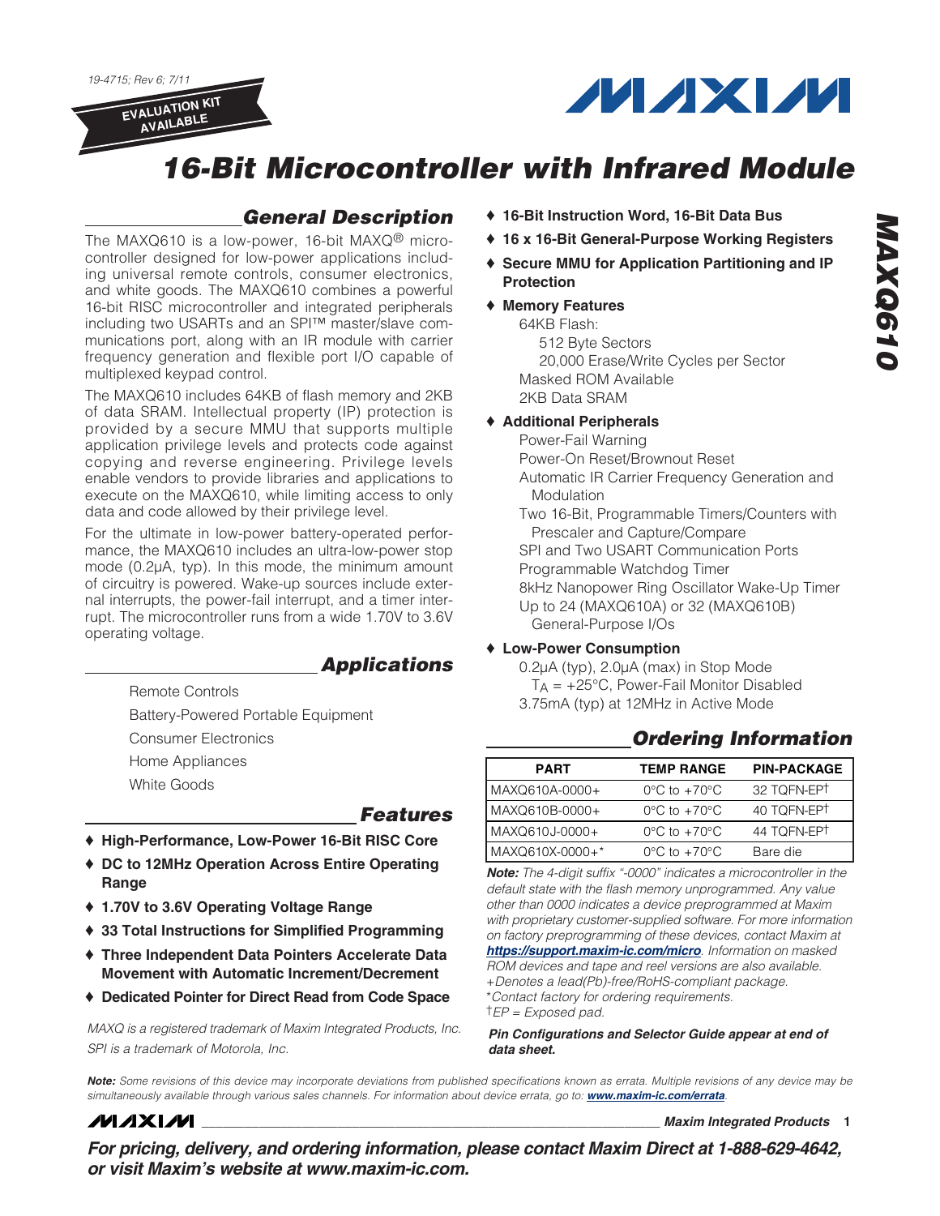19-4715; Rev 6; 7/11

EVALUATION KIT AVAILABLE

# 16-Bit Microcontroller with Infrared Module

## General Description

The MAXQ610 is a low-power, 16-bit MAXQ® microcontroller designed for low-power applications including universal remote controls, consumer electronics, and white goods. The MAXQ610 combines a powerful 16-bit RISC microcontroller and integrated peripherals including two USARTs and an SPI™ master/slave communications port, along with an IR module with carrier frequency generation and flexible port I/O capable of multiplexed keypad control.

The MAXQ610 includes 64KB of flash memory and 2KB of data SRAM. Intellectual property (IP) protection is provided by a secure MMU that supports multiple application privilege levels and protects code against copying and reverse engineering. Privilege levels enable vendors to provide libraries and applications to execute on the MAXQ610, while limiting access to only data and code allowed by their privilege level.

For the ultimate in low-power battery-operated performance, the MAXQ610 includes an ultra-low-power stop mode (0.2µA, typ). In this mode, the minimum amount of circuitry is powered. Wake-up sources include external interrupts, the power-fail interrupt, and a timer interrupt. The microcontroller runs from a wide 1.70V to 3.6V operating voltage.

## Applications

- Remote Controls
- Battery-Powered Portable Equipment
- Consumer Electronics
- Home Appliances
- White Goods

## Features

- **High-Performance, Low-Power 16-Bit RISC Core**
- **DC to 12MHz Operation Across Entire Operating Range**
- **1.70V to 3.6V Operating Voltage Range**
- **33 Total Instructions for Simplified Programming**
- **Three Independent Data Pointers Accelerate Data Movement with Automatic Increment/Decrement**
- **Dedicated Pointer for Direct Read from Code Space**
- **16-Bit Instruction Word, 16-Bit Data Bus**
- **16 x 16-Bit General-Purpose Working Registers**
- **Secure MMU for Application Partitioning and IP Protection**
- **Memory Features**
  - 64KB Flash:
    - 512 Byte Sectors
    - 20,000 Erase/Write Cycles per Sector
  - Masked ROM Available
  - 2KB Data SRAM
- **Additional Peripherals**
  - Power-Fail Warning
  - Power-On Reset/Brownout Reset
  - Automatic IR Carrier Frequency Generation and Modulation
  - Two 16-Bit, Programmable Timers/Counters with Prescaler and Capture/Compare
  - SPI and Two USART Communication Ports
  - Programmable Watchdog Timer
  - 8kHz Nanopower Ring Oscillator Wake-Up Timer
  - Up to 24 (MAXQ610A) or 32 (MAXQ610B) General-Purpose I/Os
- **Low-Power Consumption**
  - 0.2µA (typ), 2.0µA (max) in Stop Mode
    $T_A$ = +25°C, Power-Fail Monitor Disabled
  - 3.75mA (typ) at 12MHz in Active Mode

MAXQ is a registered trademark of Maxim Integrated Products, Inc.
SPI is a trademark of Motorola, Inc.

## Ordering Information

| PART | TEMP RANGE | PIN-PACKAGE |
|---|---|---|
| MAXQ610A-0000+ | 0°C to +70°C | 32 TQFN-EP† |
| MAXQ610B-0000+ | 0°C to +70°C | 40 TQFN-EP† |
| MAXQ610J-0000+ | 0°C to +70°C | 44 TQFN-EP† |
| MAXQ610X-0000+* | 0°C to +70°C | Bare die |

***Note:*** *The 4-digit suffix "-0000" indicates a microcontroller in the default state with the flash memory unprogrammed. Any value other than 0000 indicates a device preprogrammed at Maxim with proprietary customer-supplied software. For more information on factory preprogramming of these devices, contact Maxim at* ***https://support.maxim-ic.com/micro****. Information on masked ROM devices and tape and reel versions are also available.*
*+Denotes a lead(Pb)-free/RoHS-compliant package.*
*\*Contact factory for ordering requirements.*
*†EP = Exposed pad.*

***Pin Configurations and Selector Guide appear at end of data sheet.***

***Note:*** *Some revisions of this device may incorporate deviations from published specifications known as errata. Multiple revisions of any device may be simultaneously available through various sales channels. For information about device errata, go to:* ***www.maxim-ic.com/errata****.*

***For pricing, delivery, and ordering information, please contact Maxim Direct at 1-888-629-4642, or visit Maxim's website at www.maxim-ic.com.***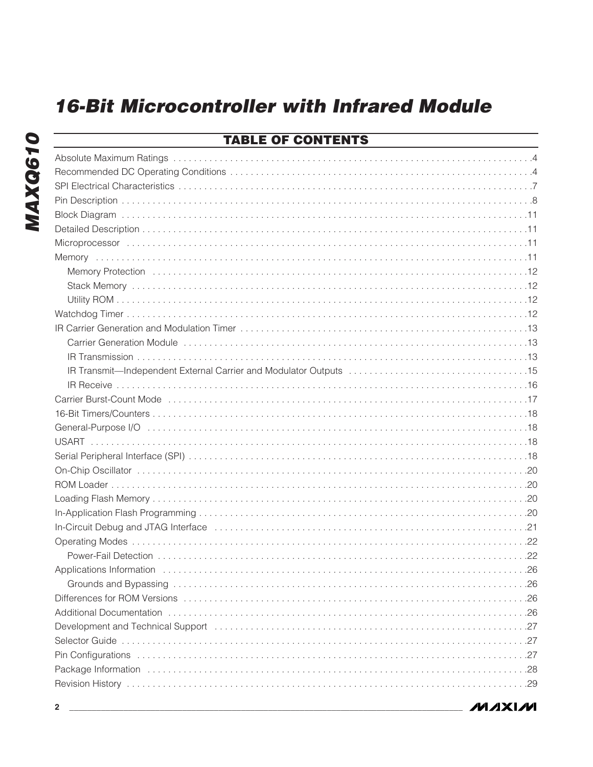# 16-Bit Microcontroller with Infrared Module

## TABLE OF CONTENTS

- Absolute Maximum Ratings . . . . . 4
- Recommended DC Operating Conditions . . . . . 4
- SPI Electrical Characteristics . . . . . 7
- Pin Description . . . . . 8
- Block Diagram . . . . . 11
- Detailed Description . . . . . 11
- Microprocessor . . . . . 11
- Memory . . . . . 11
  - Memory Protection . . . . . 12
  - Stack Memory . . . . . 12
  - Utility ROM . . . . . 12
- Watchdog Timer . . . . . 12
- IR Carrier Generation and Modulation Timer . . . . . 13
  - Carrier Generation Module . . . . . 13
  - IR Transmission . . . . . 13
  - IR Transmit—Independent External Carrier and Modulator Outputs . . . . . 15
  - IR Receive . . . . . 16
- Carrier Burst-Count Mode . . . . . 17
- 16-Bit Timers/Counters . . . . . 18
- General-Purpose I/O . . . . . 18
- USART . . . . . 18
- Serial Peripheral Interface (SPI) . . . . . 18
- On-Chip Oscillator . . . . . 20
- ROM Loader . . . . . 20
- Loading Flash Memory . . . . . 20
- In-Application Flash Programming . . . . . 20
- In-Circuit Debug and JTAG Interface . . . . . 21
- Operating Modes . . . . . 22
  - Power-Fail Detection . . . . . 22
- Applications Information . . . . . 26
  - Grounds and Bypassing . . . . . 26
- Differences for ROM Versions . . . . . 26
- Additional Documentation . . . . . 26
- Development and Technical Support . . . . . 27
- Selector Guide . . . . . 27
- Pin Configurations . . . . . 27
- Package Information . . . . . 28
- Revision History . . . . . 29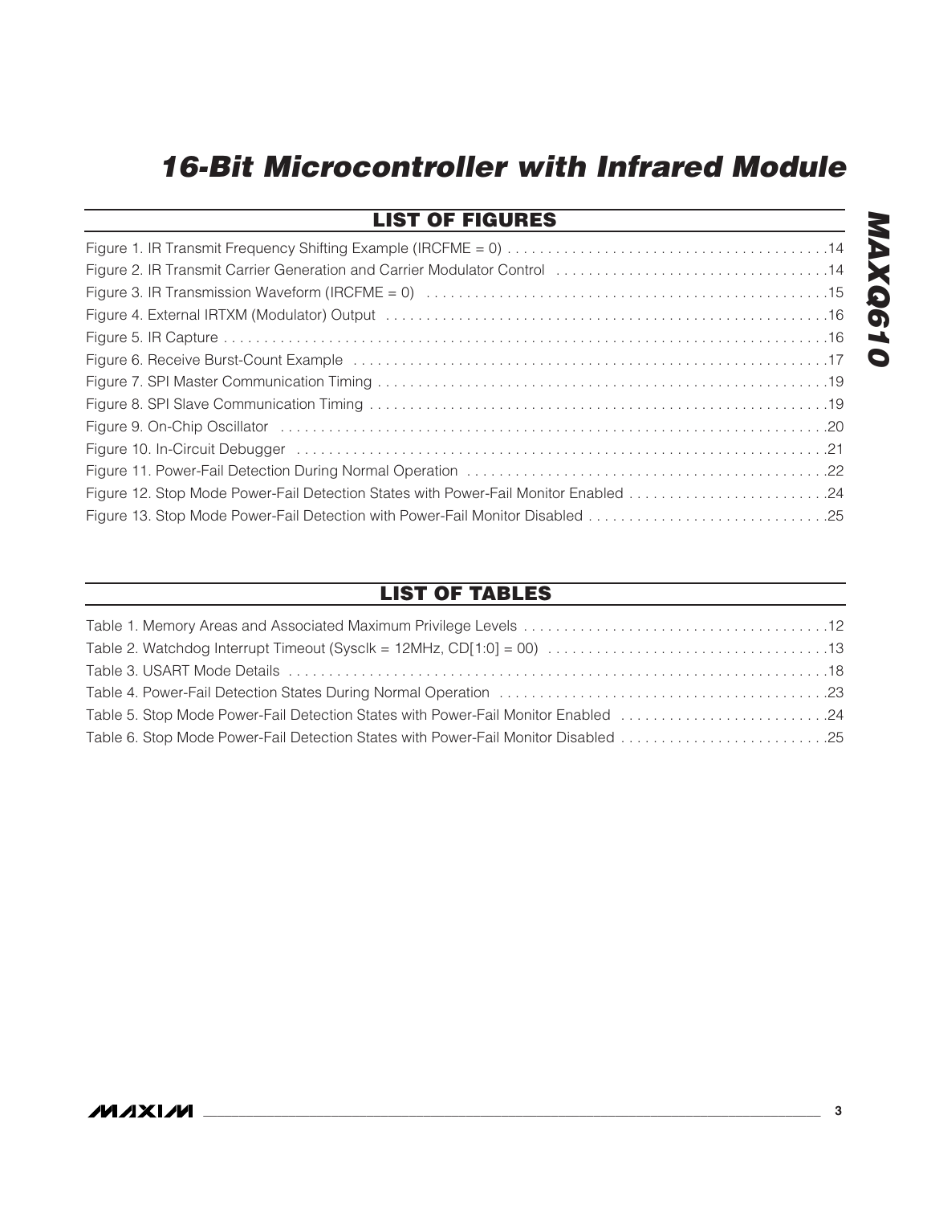## LIST OF FIGURES

Figure 1. IR Transmit Frequency Shifting Example (IRCFME = 0) .......................................14
Figure 2. IR Transmit Carrier Generation and Carrier Modulator Control ..................................14
Figure 3. IR Transmission Waveform (IRCFME = 0) .................................................15
Figure 4. External IRTXM (Modulator) Output .......................................................16
Figure 5. IR Capture ..........................................................................16
Figure 6. Receive Burst-Count Example ...........................................................17
Figure 7. SPI Master Communication Timing ........................................................19
Figure 8. SPI Slave Communication Timing .........................................................19
Figure 9. On-Chip Oscillator ....................................................................20
Figure 10. In-Circuit Debugger ..................................................................21
Figure 11. Power-Fail Detection During Normal Operation ............................................22
Figure 12. Stop Mode Power-Fail Detection States with Power-Fail Monitor Enabled ........................24
Figure 13. Stop Mode Power-Fail Detection with Power-Fail Monitor Disabled .............................25

## LIST OF TABLES

Table 1. Memory Areas and Associated Maximum Privilege Levels ......................................12
Table 2. Watchdog Interrupt Timeout (Sysclk = 12MHz, CD[1:0] = 00) ..................................13
Table 3. USART Mode Details ...................................................................18
Table 4. Power-Fail Detection States During Normal Operation ........................................23
Table 5. Stop Mode Power-Fail Detection States with Power-Fail Monitor Enabled .........................24
Table 6. Stop Mode Power-Fail Detection States with Power-Fail Monitor Disabled .........................25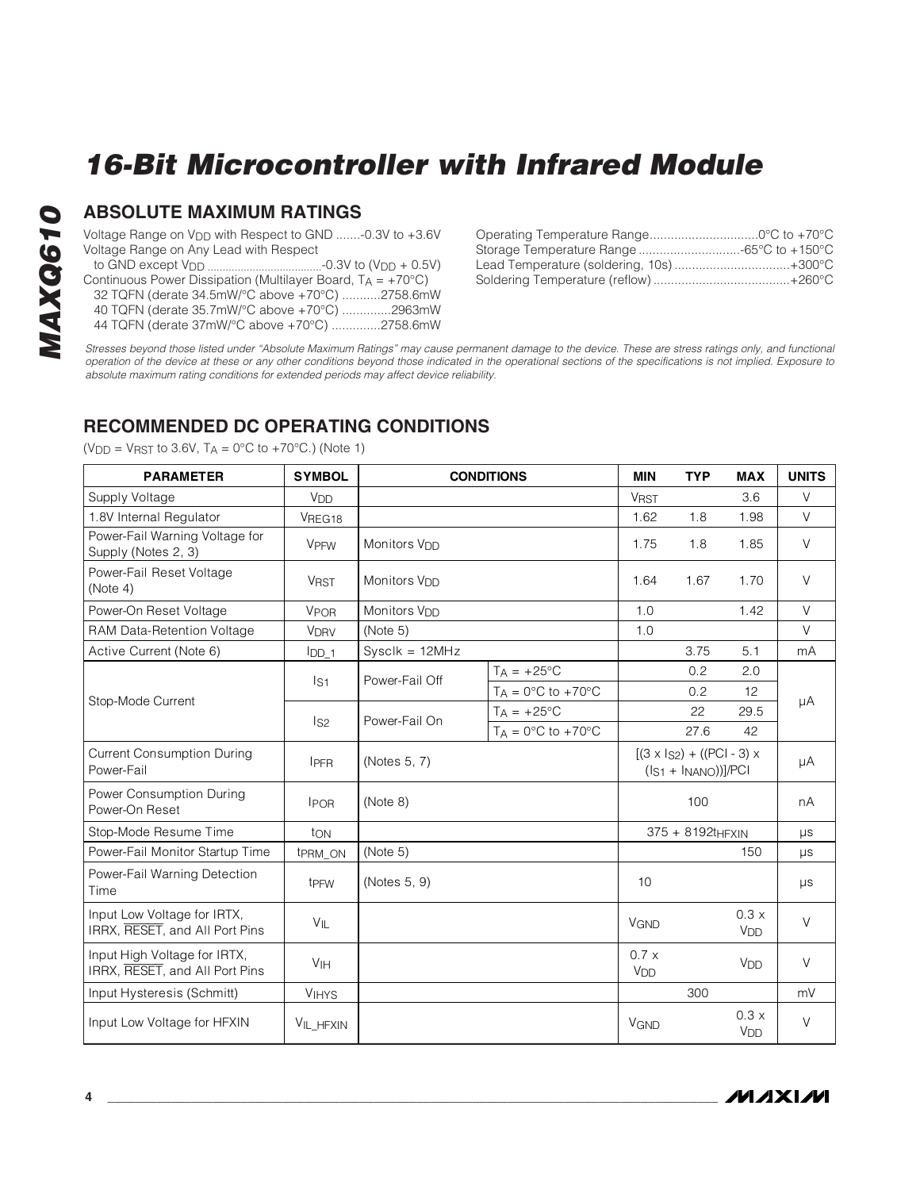# 16-Bit Microcontroller with Infrared Module

## ABSOLUTE MAXIMUM RATINGS

Voltage Range on $V_{DD}$ with Respect to GND .......-0.3V to +3.6V
Voltage Range on Any Lead with Respect to GND except $V_{DD}$ ......................................-0.3V to ($V_{DD}$ + 0.5V)
Continuous Power Dissipation (Multilayer Board, $T_A$ = +70°C)
32 TQFN (derate 34.5mW/°C above +70°C) ...........2758.6mW
40 TQFN (derate 35.7mW/°C above +70°C) .............2963mW
44 TQFN (derate 37mW/°C above +70°C) ..............2758.6mW

Operating Temperature Range...............................0°C to +70°C
Storage Temperature Range .............................-65°C to +150°C
Lead Temperature (soldering, 10s) .................................+300°C
Soldering Temperature (reflow) .......................................+260°C

*Stresses beyond those listed under "Absolute Maximum Ratings" may cause permanent damage to the device. These are stress ratings only, and functional operation of the device at these or any other conditions beyond those indicated in the operational sections of the specifications is not implied. Exposure to absolute maximum rating conditions for extended periods may affect device reliability.*

## RECOMMENDED DC OPERATING CONDITIONS

($V_{DD}$ = $V_{RST}$ to 3.6V, $T_A$ = 0°C to +70°C.) (Note 1)

| PARAMETER | SYMBOL | CONDITIONS | | MIN | TYP | MAX | UNITS |
|---|---|---|---|---|---|---|---|
| Supply Voltage | $V_{DD}$ | | | $V_{RST}$ | | 3.6 | V |
| 1.8V Internal Regulator | $V_{REG18}$ | | | 1.62 | 1.8 | 1.98 | V |
| Power-Fail Warning Voltage for Supply (Notes 2, 3) | $V_{PFW}$ | Monitors $V_{DD}$ | | 1.75 | 1.8 | 1.85 | V |
| Power-Fail Reset Voltage (Note 4) | $V_{RST}$ | Monitors $V_{DD}$ | | 1.64 | 1.67 | 1.70 | V |
| Power-On Reset Voltage | $V_{POR}$ | Monitors $V_{DD}$ | | 1.0 | | 1.42 | V |
| RAM Data-Retention Voltage | $V_{DRV}$ | (Note 5) | | 1.0 | | | V |
| Active Current (Note 6) | $I_{DD\_1}$ | Sysclk = 12MHz | | | 3.75 | 5.1 | mA |
| Stop-Mode Current | $I_{S1}$ | Power-Fail Off | $T_A$ = +25°C | | 0.2 | 2.0 | µA |
| | | | $T_A$ = 0°C to +70°C | | 0.2 | 12 | |
| | $I_{S2}$ | Power-Fail On | $T_A$ = +25°C | | 22 | 29.5 | |
| | | | $T_A$ = 0°C to +70°C | | 27.6 | 42 | |
| Current Consumption During Power-Fail | $I_{PFR}$ | (Notes 5, 7) | | | $[(3 \times I_{S2}) + ((PCI - 3) \times (I_{S1} + I_{NANO}))]/PCI$ | | µA |
| Power Consumption During Power-On Reset | $I_{POR}$ | (Note 8) | | | 100 | | nA |
| Stop-Mode Resume Time | $t_{ON}$ | | | | 375 + 8192$t_{HFXIN}$ | | µs |
| Power-Fail Monitor Startup Time | $t_{PRM\_ON}$ | (Note 5) | | | | 150 | µs |
| Power-Fail Warning Detection Time | $t_{PFW}$ | (Notes 5, 9) | | 10 | | | µs |
| Input Low Voltage for IRTX, IRRX, $\overline{RESET}$, and All Port Pins | $V_{IL}$ | | | $V_{GND}$ | | 0.3 x $V_{DD}$ | V |
| Input High Voltage for IRTX, IRRX, $\overline{RESET}$, and All Port Pins | $V_{IH}$ | | | 0.7 x $V_{DD}$ | | $V_{DD}$ | V |
| Input Hysteresis (Schmitt) | $V_{IHYS}$ | | | | 300 | | mV |
| Input Low Voltage for HFXIN | $V_{IL\_HFXIN}$ | | | $V_{GND}$ | | 0.3 x $V_{DD}$ | V |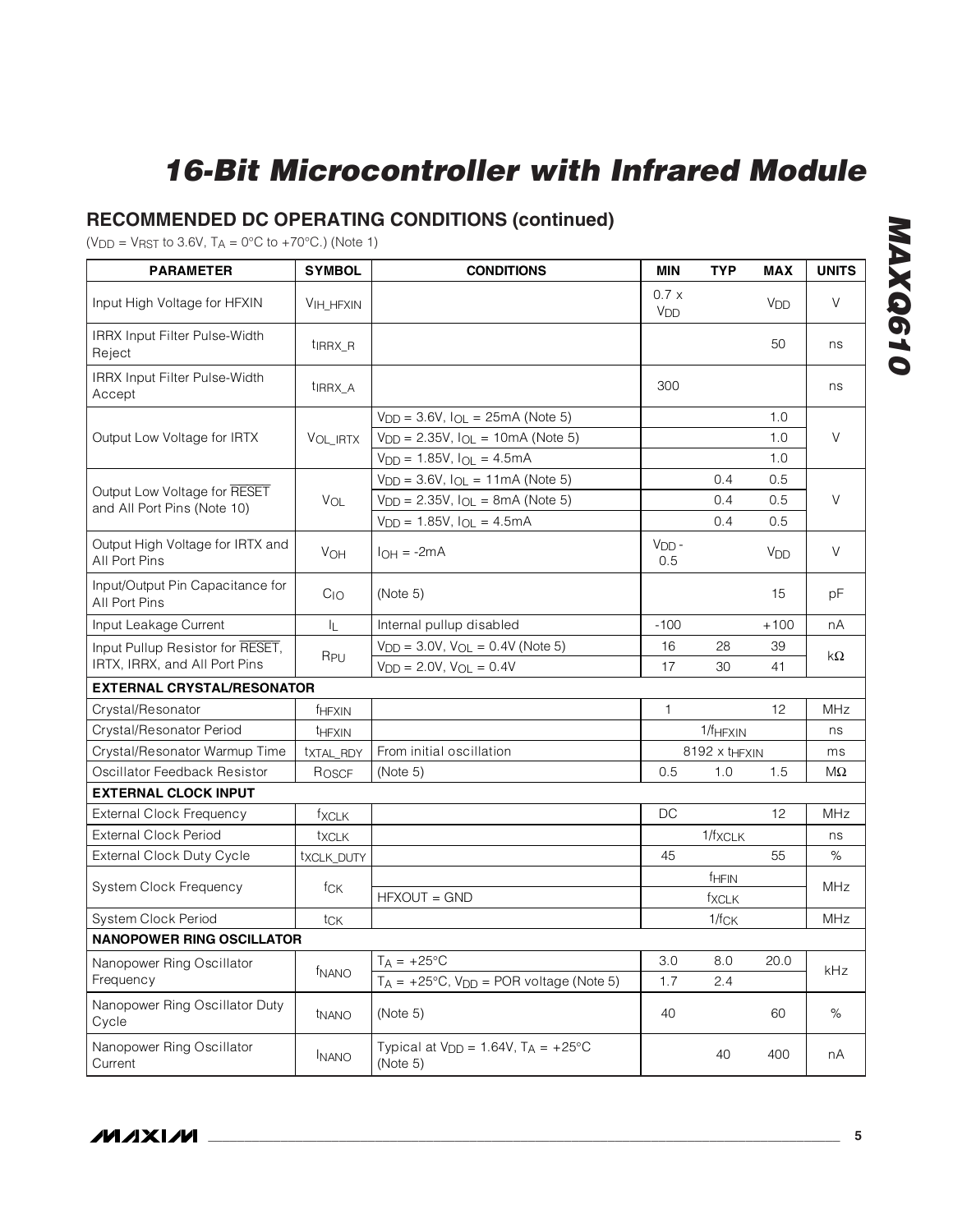## RECOMMENDED DC OPERATING CONDITIONS (continued)

($V_{DD}$ = $V_{RST}$ to 3.6V, $T_A$ = 0°C to +70°C.) (Note 1)

| PARAMETER | SYMBOL | CONDITIONS | MIN | TYP | MAX | UNITS |
|---|---|---|---|---|---|---|
| Input High Voltage for HFXIN | $V_{IH\_HFXIN}$ | | 0.7 x $V_{DD}$ | | $V_{DD}$ | V |
| IRRX Input Filter Pulse-Width Reject | $t_{IRRX\_R}$ | | | | 50 | ns |
| IRRX Input Filter Pulse-Width Accept | $t_{IRRX\_A}$ | | 300 | | | ns |
| Output Low Voltage for IRTX | $V_{OL\_IRTX}$ | $V_{DD}$ = 3.6V, $I_{OL}$ = 25mA (Note 5) | | | 1.0 | V |
| | | $V_{DD}$ = 2.35V, $I_{OL}$ = 10mA (Note 5) | | | 1.0 | |
| | | $V_{DD}$ = 1.85V, $I_{OL}$ = 4.5mA | | | 1.0 | |
| Output Low Voltage for $\overline{RESET}$ and All Port Pins (Note 10) | $V_{OL}$ | $V_{DD}$ = 3.6V, $I_{OL}$ = 11mA (Note 5) | | 0.4 | 0.5 | V |
| | | $V_{DD}$ = 2.35V, $I_{OL}$ = 8mA (Note 5) | | 0.4 | 0.5 | |
| | | $V_{DD}$ = 1.85V, $I_{OL}$ = 4.5mA | | 0.4 | 0.5 | |
| Output High Voltage for IRTX and All Port Pins | $V_{OH}$ | $I_{OH}$ = -2mA | $V_{DD}$ - 0.5 | | $V_{DD}$ | V |
| Input/Output Pin Capacitance for All Port Pins | $C_{IO}$ | (Note 5) | | | 15 | pF |
| Input Leakage Current | $I_L$ | Internal pullup disabled | -100 | | +100 | nA |
| Input Pullup Resistor for $\overline{RESET}$, IRTX, IRRX, and All Port Pins | $R_{PU}$ | $V_{DD}$ = 3.0V, $V_{OL}$ = 0.4V (Note 5) | 16 | 28 | 39 | kΩ |
| | | $V_{DD}$ = 2.0V, $V_{OL}$ = 0.4V | 17 | 30 | 41 | |
| **EXTERNAL CRYSTAL/RESONATOR** | | | | | | |
| Crystal/Resonator | $f_{HFXIN}$ | | 1 | | 12 | MHz |
| Crystal/Resonator Period | $t_{HFXIN}$ | | | $1/f_{HFXIN}$ | | ns |
| Crystal/Resonator Warmup Time | $t_{XTAL\_RDY}$ | From initial oscillation | | 8192 x $t_{HFXIN}$ | | ms |
| Oscillator Feedback Resistor | $R_{OSCF}$ | (Note 5) | 0.5 | 1.0 | 1.5 | MΩ |
| **EXTERNAL CLOCK INPUT** | | | | | | |
| External Clock Frequency | $f_{XCLK}$ | | DC | | 12 | MHz |
| External Clock Period | $t_{XCLK}$ | | | $1/f_{XCLK}$ | | ns |
| External Clock Duty Cycle | $t_{XCLK\_DUTY}$ | | 45 | | 55 | % |
| System Clock Frequency | $f_{CK}$ | | | $f_{HFIN}$ | | MHz |
| | | HFXOUT = GND | | $f_{XCLK}$ | | |
| System Clock Period | $t_{CK}$ | | | $1/f_{CK}$ | | MHz |
| **NANOPOWER RING OSCILLATOR** | | | | | | |
| Nanopower Ring Oscillator Frequency | $f_{NANO}$ | $T_A$ = +25°C | 3.0 | 8.0 | 20.0 | kHz |
| | | $T_A$ = +25°C, $V_{DD}$ = POR voltage (Note 5) | 1.7 | 2.4 | | |
| Nanopower Ring Oscillator Duty Cycle | $t_{NANO}$ | (Note 5) | 40 | | 60 | % |
| Nanopower Ring Oscillator Current | $I_{NANO}$ | Typical at $V_{DD}$ = 1.64V, $T_A$ = +25°C (Note 5) | | 40 | 400 | nA |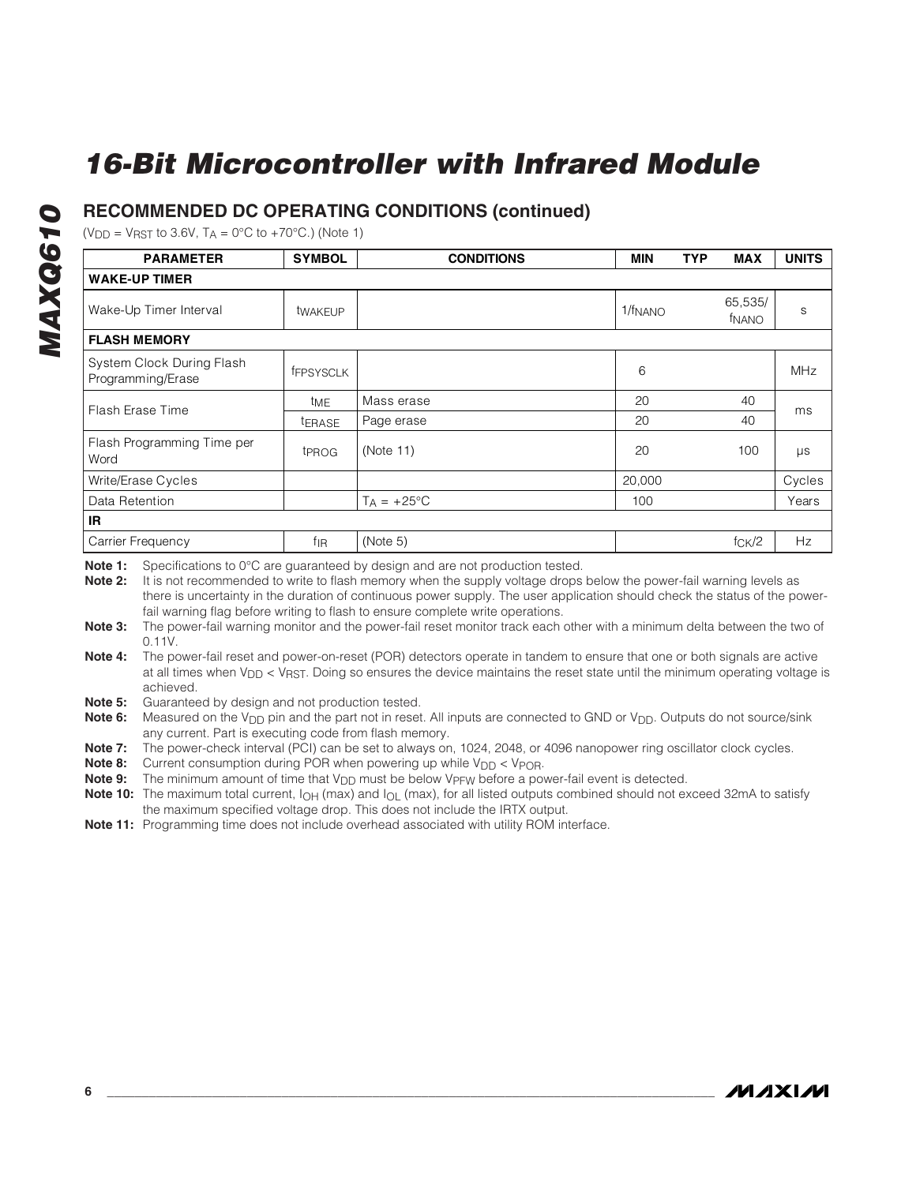## RECOMMENDED DC OPERATING CONDITIONS (continued)

($V_{DD}$ = $V_{RST}$ to 3.6V, $T_A$ = 0°C to +70°C.) (Note 1)

| PARAMETER | SYMBOL | CONDITIONS | MIN | TYP | MAX | UNITS |
|---|---|---|---|---|---|---|
| **WAKE-UP TIMER** | | | | | | |
| Wake-Up Timer Interval | $t_{WAKEUP}$ | | $1/f_{NANO}$ | | $65{,}535/f_{NANO}$ | s |
| **FLASH MEMORY** | | | | | | |
| System Clock During Flash Programming/Erase | $f_{FPSYSCLK}$ | | 6 | | | MHz |
| Flash Erase Time | $t_{ME}$ | Mass erase | 20 | | 40 | ms |
| | $t_{ERASE}$ | Page erase | 20 | | 40 | |
| Flash Programming Time per Word | $t_{PROG}$ | (Note 11) | 20 | | 100 | µs |
| Write/Erase Cycles | | | 20,000 | | | Cycles |
| Data Retention | | $T_A$ = +25°C | 100 | | | Years |
| **IR** | | | | | | |
| Carrier Frequency | $f_{IR}$ | (Note 5) | | | $f_{CK}/2$ | Hz |

**Note 1:** Specifications to 0°C are guaranteed by design and are not production tested.

**Note 2:** It is not recommended to write to flash memory when the supply voltage drops below the power-fail warning levels as there is uncertainty in the duration of continuous power supply. The user application should check the status of the power-fail warning flag before writing to flash to ensure complete write operations.

**Note 3:** The power-fail warning monitor and the power-fail reset monitor track each other with a minimum delta between the two of 0.11V.

**Note 4:** The power-fail reset and power-on-reset (POR) detectors operate in tandem to ensure that one or both signals are active at all times when $V_{DD}$ < $V_{RST}$. Doing so ensures the device maintains the reset state until the minimum operating voltage is achieved.

**Note 5:** Guaranteed by design and not production tested.

**Note 6:** Measured on the $V_{DD}$ pin and the part not in reset. All inputs are connected to GND or $V_{DD}$. Outputs do not source/sink any current. Part is executing code from flash memory.

**Note 7:** The power-check interval (PCI) can be set to always on, 1024, 2048, or 4096 nanopower ring oscillator clock cycles.

**Note 8:** Current consumption during POR when powering up while $V_{DD}$ < $V_{POR}$.

**Note 9:** The minimum amount of time that $V_{DD}$ must be below $V_{PFW}$ before a power-fail event is detected.

**Note 10:** The maximum total current, $I_{OH}$ (max) and $I_{OL}$ (max), for all listed outputs combined should not exceed 32mA to satisfy the maximum specified voltage drop. This does not include the IRTX output.

**Note 11:** Programming time does not include overhead associated with utility ROM interface.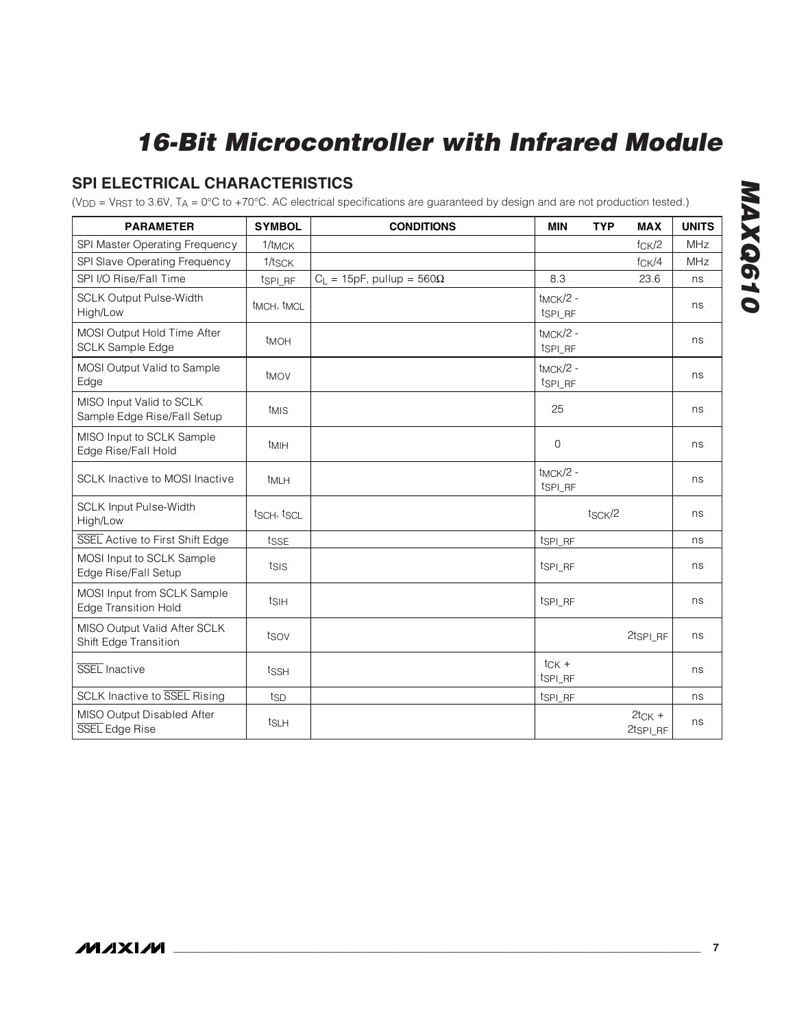## SPI ELECTRICAL CHARACTERISTICS

($V_{DD}$ = $V_{RST}$ to 3.6V, $T_A$ = 0°C to +70°C. AC electrical specifications are guaranteed by design and are not production tested.)

| PARAMETER | SYMBOL | CONDITIONS | MIN | TYP | MAX | UNITS |
|---|---|---|---|---|---|---|
| SPI Master Operating Frequency | $1/t_{MCK}$ | | | | $f_{CK}/2$ | MHz |
| SPI Slave Operating Frequency | $1/t_{SCK}$ | | | | $f_{CK}/4$ | MHz |
| SPI I/O Rise/Fall Time | $t_{SPI\_RF}$ | $C_L$ = 15pF, pullup = 560Ω | 8.3 | | 23.6 | ns |
| SCLK Output Pulse-Width High/Low | $t_{MCH}$, $t_{MCL}$ | | $t_{MCK}/2$ - $t_{SPI\_RF}$ | | | ns |
| MOSI Output Hold Time After SCLK Sample Edge | $t_{MOH}$ | | $t_{MCK}/2$ - $t_{SPI\_RF}$ | | | ns |
| MOSI Output Valid to Sample Edge | $t_{MOV}$ | | $t_{MCK}/2$ - $t_{SPI\_RF}$ | | | ns |
| MISO Input Valid to SCLK Sample Edge Rise/Fall Setup | $t_{MIS}$ | | 25 | | | ns |
| MISO Input to SCLK Sample Edge Rise/Fall Hold | $t_{MIH}$ | | 0 | | | ns |
| SCLK Inactive to MOSI Inactive | $t_{MLH}$ | | $t_{MCK}/2$ - $t_{SPI\_RF}$ | | | ns |
| SCLK Input Pulse-Width High/Low | $t_{SCH}$, $t_{SCL}$ | | | $t_{SCK}/2$ | | ns |
| $\overline{SSEL}$ Active to First Shift Edge | $t_{SSE}$ | | $t_{SPI\_RF}$ | | | ns |
| MOSI Input to SCLK Sample Edge Rise/Fall Setup | $t_{SIS}$ | | $t_{SPI\_RF}$ | | | ns |
| MOSI Input from SCLK Sample Edge Transition Hold | $t_{SIH}$ | | $t_{SPI\_RF}$ | | | ns |
| MISO Output Valid After SCLK Shift Edge Transition | $t_{SOV}$ | | | | $2t_{SPI\_RF}$ | ns |
| $\overline{SSEL}$ Inactive | $t_{SSH}$ | | $t_{CK}$ + $t_{SPI\_RF}$ | | | ns |
| SCLK Inactive to $\overline{SSEL}$ Rising | $t_{SD}$ | | $t_{SPI\_RF}$ | | | ns |
| MISO Output Disabled After $\overline{SSEL}$ Edge Rise | $t_{SLH}$ | | | | $2t_{CK}$ + $2t_{SPI\_RF}$ | ns |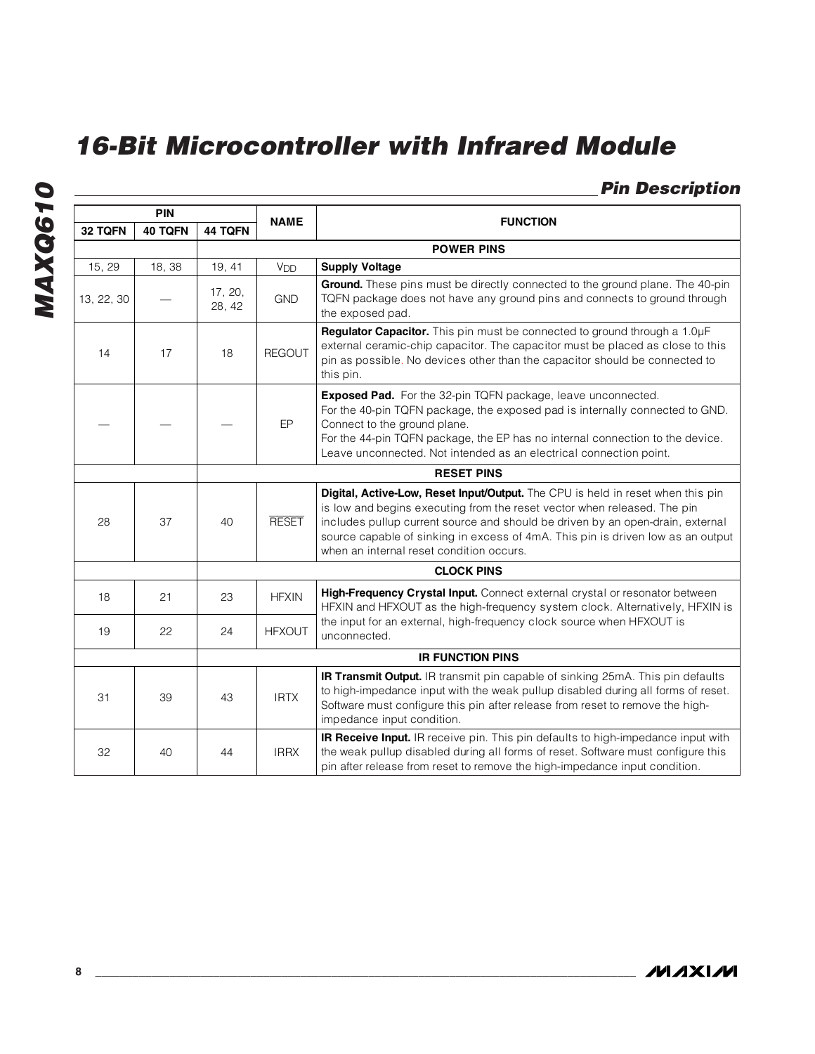## Pin Description

| PIN | | | NAME | FUNCTION |
|---|---|---|---|---|
| 32 TQFN | 40 TQFN | 44 TQFN | | |
| | | | | **POWER PINS** |
| 15, 29 | 18, 38 | 19, 41 | $V_{DD}$ | **Supply Voltage** |
| 13, 22, 30 | — | 17, 20, 28, 42 | GND | **Ground.** These pins must be directly connected to the ground plane. The 40-pin TQFN package does not have any ground pins and connects to ground through the exposed pad. |
| 14 | 17 | 18 | REGOUT | **Regulator Capacitor.** This pin must be connected to ground through a 1.0µF external ceramic-chip capacitor. The capacitor must be placed as close to this pin as possible. No devices other than the capacitor should be connected to this pin. |
| — | — | — | EP | **Exposed Pad.** For the 32-pin TQFN package, leave unconnected. For the 40-pin TQFN package, the exposed pad is internally connected to GND. Connect to the ground plane. For the 44-pin TQFN package, the EP has no internal connection to the device. Leave unconnected. Not intended as an electrical connection point. |
| | | | | **RESET PINS** |
| 28 | 37 | 40 | $\overline{\text{RESET}}$ | **Digital, Active-Low, Reset Input/Output.** The CPU is held in reset when this pin is low and begins executing from the reset vector when released. The pin includes pullup current source and should be driven by an open-drain, external source capable of sinking in excess of 4mA. This pin is driven low as an output when an internal reset condition occurs. |
| | | | | **CLOCK PINS** |
| 18 | 21 | 23 | HFXIN | **High-Frequency Crystal Input.** Connect external crystal or resonator between HFXIN and HFXOUT as the high-frequency system clock. Alternatively, HFXIN is the input for an external, high-frequency clock source when HFXOUT is unconnected. |
| 19 | 22 | 24 | HFXOUT | |
| | | | | **IR FUNCTION PINS** |
| 31 | 39 | 43 | IRTX | **IR Transmit Output.** IR transmit pin capable of sinking 25mA. This pin defaults to high-impedance input with the weak pullup disabled during all forms of reset. Software must configure this pin after release from reset to remove the high-impedance input condition. |
| 32 | 40 | 44 | IRRX | **IR Receive Input.** IR receive pin. This pin defaults to high-impedance input with the weak pullup disabled during all forms of reset. Software must configure this pin after release from reset to remove the high-impedance input condition. |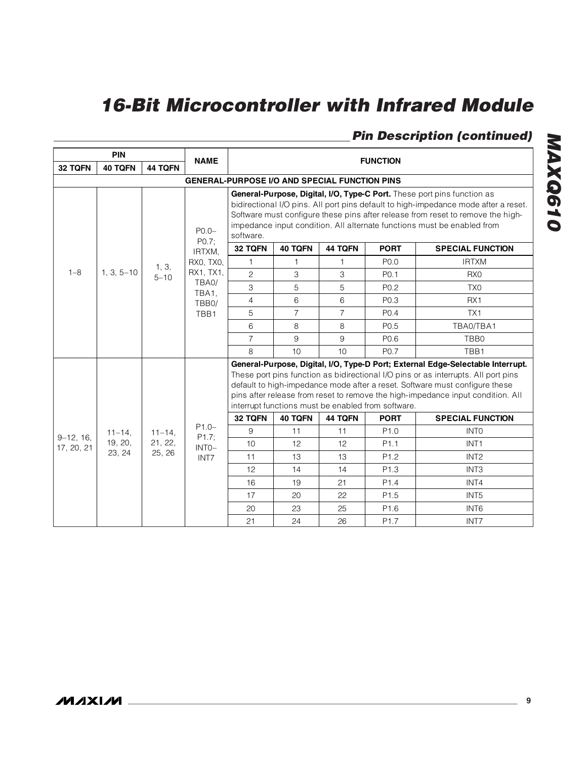## Pin Description (continued)

| PIN | | | NAME | FUNCTION |
|---|---|---|---|---|
| 32 TQFN | 40 TQFN | 44 TQFN | | |
| **GENERAL-PURPOSE I/O AND SPECIAL FUNCTION PINS** | | | | |
| 1–8 | 1, 3, 5–10 | 1, 3, 5–10 | P0.0–P0.7; IRTXM, RX0, TX0, RX1, TX1, TBA0/TBA1, TBB0/TBB1 | **General-Purpose, Digital, I/O, Type-C Port.** These port pins function as bidirectional I/O pins. All port pins default to high-impedance mode after a reset. Software must configure these pins after release from reset to remove the high-impedance input condition. All alternate functions must be enabled from software. |
| 9–12, 16, 17, 20, 21 | 11–14, 19, 20, 23, 24 | 11–14, 21, 22, 25, 26 | P1.0–P1.7; INT0–INT7 | **General-Purpose, Digital, I/O, Type-D Port; External Edge-Selectable Interrupt.** These port pins function as bidirectional I/O pins or as interrupts. All port pins default to high-impedance mode after a reset. Software must configure these pins after release from reset to remove the high-impedance input condition. All interrupt functions must be enabled from software. |

**P0.0–P0.7 special functions:**

| 32 TQFN | 40 TQFN | 44 TQFN | PORT | SPECIAL FUNCTION |
|---|---|---|---|---|
| 1 | 1 | 1 | P0.0 | IRTXM |
| 2 | 3 | 3 | P0.1 | RX0 |
| 3 | 5 | 5 | P0.2 | TX0 |
| 4 | 6 | 6 | P0.3 | RX1 |
| 5 | 7 | 7 | P0.4 | TX1 |
| 6 | 8 | 8 | P0.5 | TBA0/TBA1 |
| 7 | 9 | 9 | P0.6 | TBB0 |
| 8 | 10 | 10 | P0.7 | TBB1 |

**P1.0–P1.7 special functions:**

| 32 TQFN | 40 TQFN | 44 TQFN | PORT | SPECIAL FUNCTION |
|---|---|---|---|---|
| 9 | 11 | 11 | P1.0 | INT0 |
| 10 | 12 | 12 | P1.1 | INT1 |
| 11 | 13 | 13 | P1.2 | INT2 |
| 12 | 14 | 14 | P1.3 | INT3 |
| 16 | 19 | 21 | P1.4 | INT4 |
| 17 | 20 | 22 | P1.5 | INT5 |
| 20 | 23 | 25 | P1.6 | INT6 |
| 21 | 24 | 26 | P1.7 | INT7 |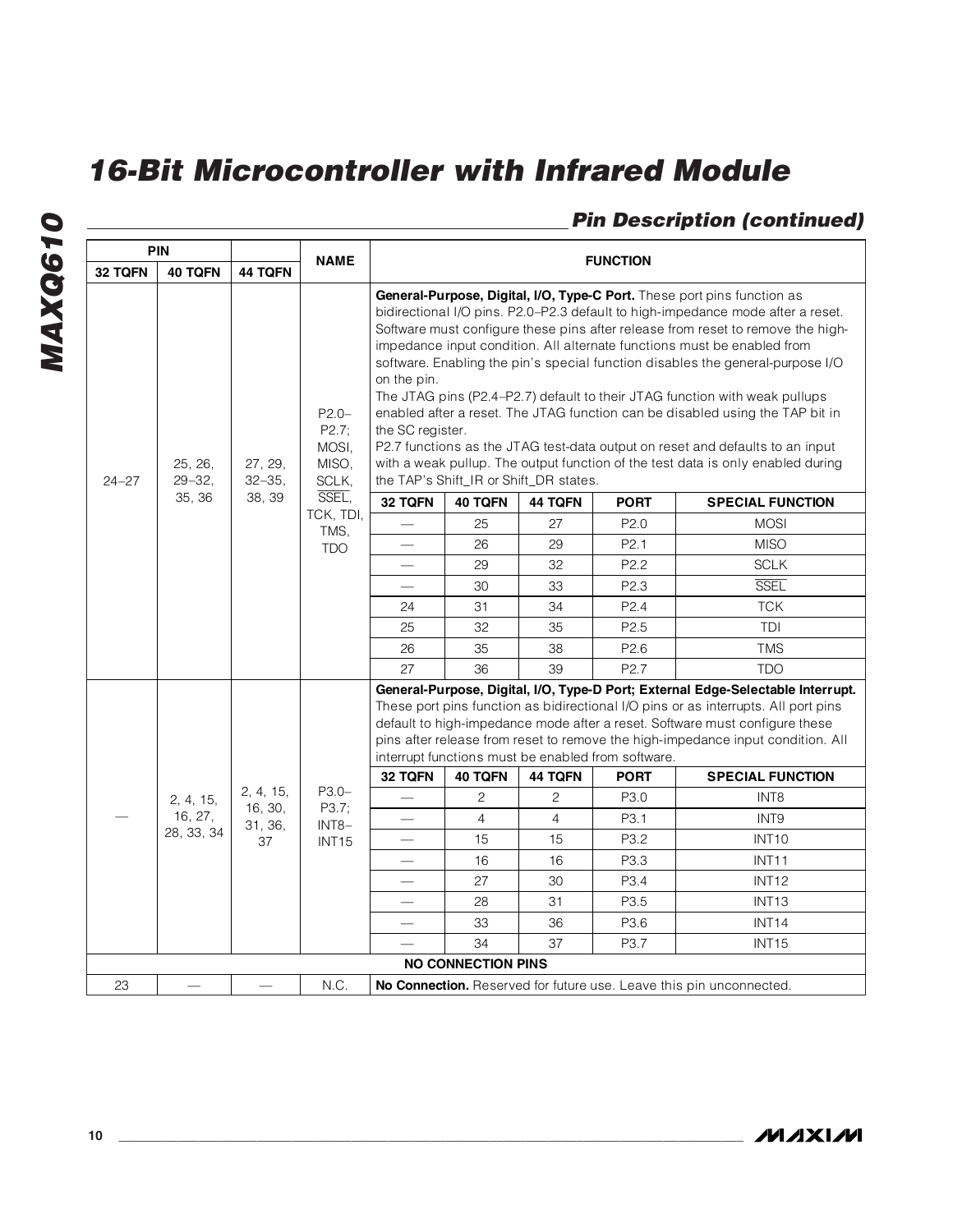## Pin Description (continued)

| PIN 32 TQFN | PIN 40 TQFN | PIN 44 TQFN | NAME | FUNCTION |
|---|---|---|---|---|
| 24–27 | 25, 26, 29–32, 35, 36 | 27, 29, 32–35, 38, 39 | P2.0–P2.7; MOSI, MISO, SCLK, SSEL, TCK, TDI, TMS, TDO | **General-Purpose, Digital, I/O, Type-C Port.** These port pins function as bidirectional I/O pins. P2.0–P2.3 default to high-impedance mode after a reset. Software must configure these pins after release from reset to remove the high-impedance input condition. All alternate functions must be enabled from software. Enabling the pin's special function disables the general-purpose I/O on the pin. The JTAG pins (P2.4–P2.7) default to their JTAG function with weak pullups enabled after a reset. The JTAG function can be disabled using the TAP bit in the SC register. P2.7 functions as the JTAG test-data output on reset and defaults to an input with a weak pullup. The output function of the test data is only enabled during the TAP's Shift_IR or Shift_DR states. |

| 32 TQFN | 40 TQFN | 44 TQFN | PORT | SPECIAL FUNCTION |
|---|---|---|---|---|
| — | 25 | 27 | P2.0 | MOSI |
| — | 26 | 29 | P2.1 | MISO |
| — | 29 | 32 | P2.2 | SCLK |
| — | 30 | 33 | P2.3 | SSEL |
| 24 | 31 | 34 | P2.4 | TCK |
| 25 | 32 | 35 | P2.5 | TDI |
| 26 | 35 | 38 | P2.6 | TMS |
| 27 | 36 | 39 | P2.7 | TDO |

| PIN 32 TQFN | PIN 40 TQFN | PIN 44 TQFN | NAME | FUNCTION |
|---|---|---|---|---|
| — | 2, 4, 15, 16, 27, 28, 33, 34 | 2, 4, 15, 16, 30, 31, 36, 37 | P3.0–P3.7; INT8–INT15 | **General-Purpose, Digital, I/O, Type-D Port; External Edge-Selectable Interrupt.** These port pins function as bidirectional I/O pins or as interrupts. All port pins default to high-impedance mode after a reset. Software must configure these pins after release from reset to remove the high-impedance input condition. All interrupt functions must be enabled from software. |

| 32 TQFN | 40 TQFN | 44 TQFN | PORT | SPECIAL FUNCTION |
|---|---|---|---|---|
| — | 2 | 2 | P3.0 | INT8 |
| — | 4 | 4 | P3.1 | INT9 |
| — | 15 | 15 | P3.2 | INT10 |
| — | 16 | 16 | P3.3 | INT11 |
| — | 27 | 30 | P3.4 | INT12 |
| — | 28 | 31 | P3.5 | INT13 |
| — | 33 | 36 | P3.6 | INT14 |
| — | 34 | 37 | P3.7 | INT15 |

**NO CONNECTION PINS**

| PIN 32 TQFN | PIN 40 TQFN | PIN 44 TQFN | NAME | FUNCTION |
|---|---|---|---|---|
| 23 | — | — | N.C. | **No Connection.** Reserved for future use. Leave this pin unconnected. |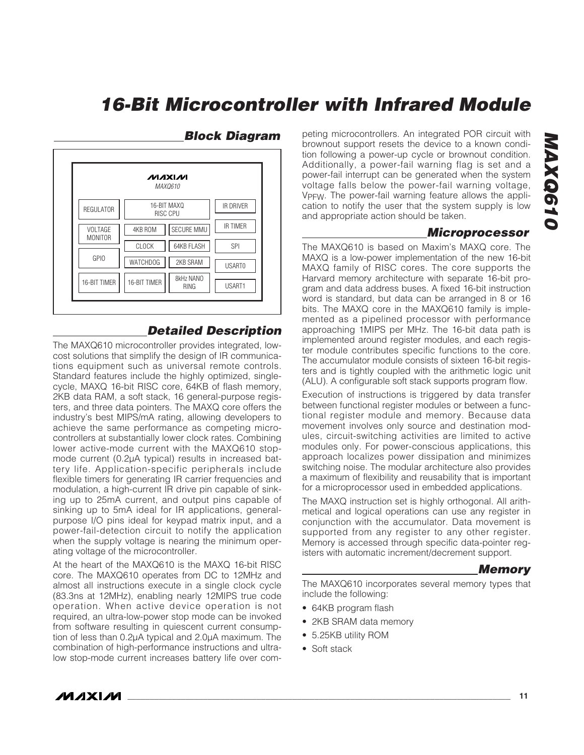## Block Diagram

| MAXIM MAXQ610 | | | |
|---|---|---|---|
| REGULATOR | 16-BIT MAXQ RISC CPU | | IR DRIVER |
| VOLTAGE MONITOR | 4KB ROM | SECURE MMU | IR TIMER |
| | CLOCK | 64KB FLASH | SPI |
| GPIO | WATCHDOG | 2KB SRAM | USART0 |
| 16-BIT TIMER | 16-BIT TIMER | 8kHz NANO RING | USART1 |

## Detailed Description

The MAXQ610 microcontroller provides integrated, low-cost solutions that simplify the design of IR communications equipment such as universal remote controls. Standard features include the highly optimized, single-cycle, MAXQ 16-bit RISC core, 64KB of flash memory, 2KB data RAM, a soft stack, 16 general-purpose registers, and three data pointers. The MAXQ core offers the industry's best MIPS/mA rating, allowing developers to achieve the same performance as competing microcontrollers at substantially lower clock rates. Combining lower active-mode current with the MAXQ610 stop-mode current (0.2µA typical) results in increased battery life. Application-specific peripherals include flexible timers for generating IR carrier frequencies and modulation, a high-current IR drive pin capable of sinking up to 25mA current, and output pins capable of sinking up to 5mA ideal for IR applications, general-purpose I/O pins ideal for keypad matrix input, and a power-fail-detection circuit to notify the application when the supply voltage is nearing the minimum operating voltage of the microcontroller.

At the heart of the MAXQ610 is the MAXQ 16-bit RISC core. The MAXQ610 operates from DC to 12MHz and almost all instructions execute in a single clock cycle (83.3ns at 12MHz), enabling nearly 12MIPS true code operation. When active device operation is not required, an ultra-low-power stop mode can be invoked from software resulting in quiescent current consumption of less than 0.2µA typical and 2.0µA maximum. The combination of high-performance instructions and ultra-low stop-mode current increases battery life over competing microcontrollers. An integrated POR circuit with brownout support resets the device to a known condition following a power-up cycle or brownout condition. Additionally, a power-fail warning flag is set and a power-fail interrupt can be generated when the system voltage falls below the power-fail warning voltage, $V_{PFW}$. The power-fail warning feature allows the application to notify the user that the system supply is low and appropriate action should be taken.

## Microprocessor

The MAXQ610 is based on Maxim's MAXQ core. The MAXQ is a low-power implementation of the new 16-bit MAXQ family of RISC cores. The core supports the Harvard memory architecture with separate 16-bit program and data address buses. A fixed 16-bit instruction word is standard, but data can be arranged in 8 or 16 bits. The MAXQ core in the MAXQ610 family is implemented as a pipelined processor with performance approaching 1MIPS per MHz. The 16-bit data path is implemented around register modules, and each register module contributes specific functions to the core. The accumulator module consists of sixteen 16-bit registers and is tightly coupled with the arithmetic logic unit (ALU). A configurable soft stack supports program flow.

Execution of instructions is triggered by data transfer between functional register modules or between a functional register module and memory. Because data movement involves only source and destination modules, circuit-switching activities are limited to active modules only. For power-conscious applications, this approach localizes power dissipation and minimizes switching noise. The modular architecture also provides a maximum of flexibility and reusability that is important for a microprocessor used in embedded applications.

The MAXQ instruction set is highly orthogonal. All arithmetical and logical operations can use any register in conjunction with the accumulator. Data movement is supported from any register to any other register. Memory is accessed through specific data-pointer registers with automatic increment/decrement support.

## Memory

The MAXQ610 incorporates several memory types that include the following:

- 64KB program flash
- 2KB SRAM data memory
- 5.25KB utility ROM
- Soft stack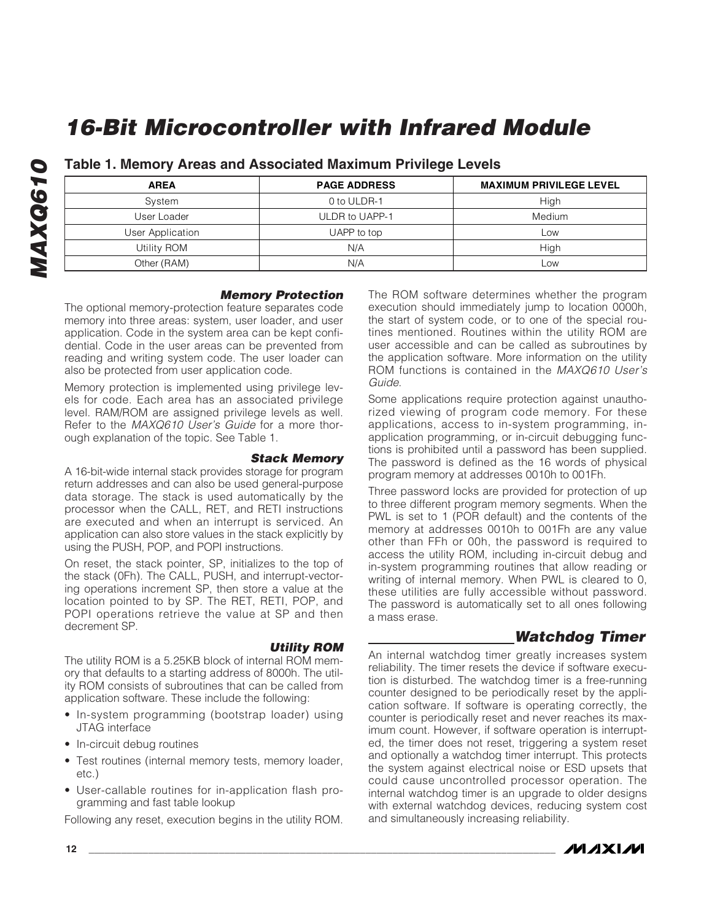## Table 1. Memory Areas and Associated Maximum Privilege Levels

| AREA | PAGE ADDRESS | MAXIMUM PRIVILEGE LEVEL |
|---|---|---|
| System | 0 to ULDR-1 | High |
| User Loader | ULDR to UAPP-1 | Medium |
| User Application | UAPP to top | Low |
| Utility ROM | N/A | High |
| Other (RAM) | N/A | Low |

### Memory Protection

The optional memory-protection feature separates code memory into three areas: system, user loader, and user application. Code in the system area can be kept confidential. Code in the user areas can be prevented from reading and writing system code. The user loader can also be protected from user application code.

Memory protection is implemented using privilege levels for code. Each area has an associated privilege level. RAM/ROM are assigned privilege levels as well. Refer to the *MAXQ610 User's Guide* for a more thorough explanation of the topic. See Table 1.

### Stack Memory

A 16-bit-wide internal stack provides storage for program return addresses and can also be used general-purpose data storage. The stack is used automatically by the processor when the CALL, RET, and RETI instructions are executed and when an interrupt is serviced. An application can also store values in the stack explicitly by using the PUSH, POP, and POPI instructions.

On reset, the stack pointer, SP, initializes to the top of the stack (0Fh). The CALL, PUSH, and interrupt-vectoring operations increment SP, then store a value at the location pointed to by SP. The RET, RETI, POP, and POPI operations retrieve the value at SP and then decrement SP.

### Utility ROM

The utility ROM is a 5.25KB block of internal ROM memory that defaults to a starting address of 8000h. The utility ROM consists of subroutines that can be called from application software. These include the following:

- In-system programming (bootstrap loader) using JTAG interface
- In-circuit debug routines
- Test routines (internal memory tests, memory loader, etc.)
- User-callable routines for in-application flash programming and fast table lookup

Following any reset, execution begins in the utility ROM. The ROM software determines whether the program execution should immediately jump to location 0000h, the start of system code, or to one of the special routines mentioned. Routines within the utility ROM are user accessible and can be called as subroutines by the application software. More information on the utility ROM functions is contained in the *MAXQ610 User's Guide*.

Some applications require protection against unauthorized viewing of program code memory. For these applications, access to in-system programming, in-application programming, or in-circuit debugging functions is prohibited until a password has been supplied. The password is defined as the 16 words of physical program memory at addresses 0010h to 001Fh.

Three password locks are provided for protection of up to three different program memory segments. When the PWL is set to 1 (POR default) and the contents of the memory at addresses 0010h to 001Fh are any value other than FFh or 00h, the password is required to access the utility ROM, including in-circuit debug and in-system programming routines that allow reading or writing of internal memory. When PWL is cleared to 0, these utilities are fully accessible without password. The password is automatically set to all ones following a mass erase.

## Watchdog Timer

An internal watchdog timer greatly increases system reliability. The timer resets the device if software execution is disturbed. The watchdog timer is a free-running counter designed to be periodically reset by the application software. If software is operating correctly, the counter is periodically reset and never reaches its maximum count. However, if software operation is interrupted, the timer does not reset, triggering a system reset and optionally a watchdog timer interrupt. This protects the system against electrical noise or ESD upsets that could cause uncontrolled processor operation. The internal watchdog timer is an upgrade to older designs with external watchdog devices, reducing system cost and simultaneously increasing reliability.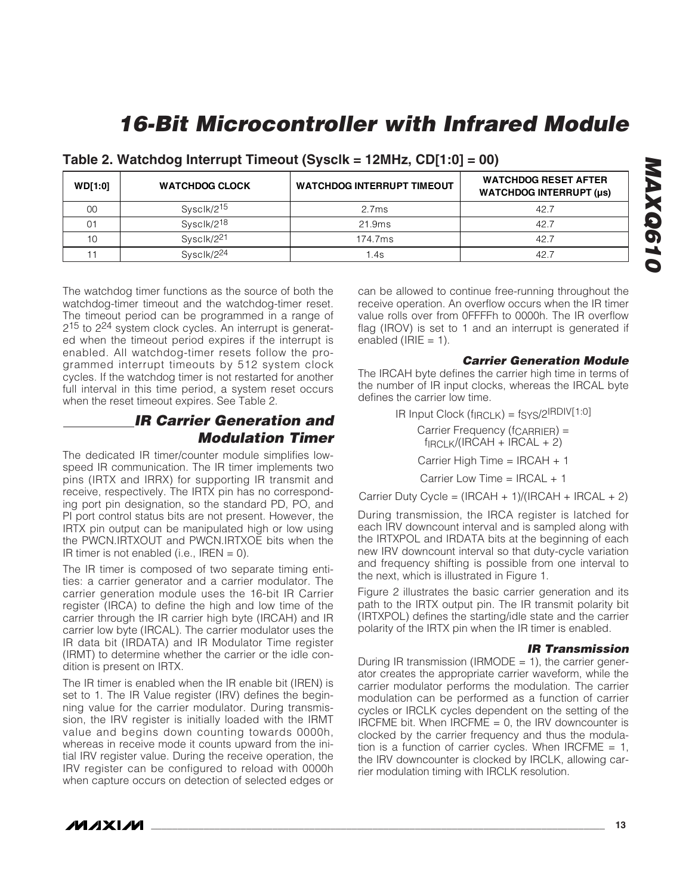**Table 2. Watchdog Interrupt Timeout (Sysclk = 12MHz, CD[1:0] = 00)**

| WD[1:0] | WATCHDOG CLOCK | WATCHDOG INTERRUPT TIMEOUT | WATCHDOG RESET AFTER WATCHDOG INTERRUPT (µs) |
|---|---|---|---|
| 00 | Sysclk/$2^{15}$ | 2.7ms | 42.7 |
| 01 | Sysclk/$2^{18}$ | 21.9ms | 42.7 |
| 10 | Sysclk/$2^{21}$ | 174.7ms | 42.7 |
| 11 | Sysclk/$2^{24}$ | 1.4s | 42.7 |

The watchdog timer functions as the source of both the watchdog-timer timeout and the watchdog-timer reset. The timeout period can be programmed in a range of $2^{15}$ to $2^{24}$ system clock cycles. An interrupt is generated when the timeout period expires if the interrupt is enabled. All watchdog-timer resets follow the programmed interrupt timeouts by 512 system clock cycles. If the watchdog timer is not restarted for another full interval in this time period, a system reset occurs when the reset timeout expires. See Table 2.

## IR Carrier Generation and Modulation Timer

The dedicated IR timer/counter module simplifies low-speed IR communication. The IR timer implements two pins (IRTX and IRRX) for supporting IR transmit and receive, respectively. The IRTX pin has no corresponding port pin designation, so the standard PD, PO, and PI port control status bits are not present. However, the IRTX pin output can be manipulated high or low using the PWCN.IRTXOUT and PWCN.IRTXOE bits when the IR timer is not enabled (i.e., IREN = 0).

The IR timer is composed of two separate timing entities: a carrier generator and a carrier modulator. The carrier generation module uses the 16-bit IR Carrier register (IRCA) to define the high and low time of the carrier through the IR carrier high byte (IRCAH) and IR carrier low byte (IRCAL). The carrier modulator uses the IR data bit (IRDATA) and IR Modulator Time register (IRMT) to determine whether the carrier or the idle condition is present on IRTX.

The IR timer is enabled when the IR enable bit (IREN) is set to 1. The IR Value register (IRV) defines the beginning value for the carrier modulator. During transmission, the IRV register is initially loaded with the IRMT value and begins down counting towards 0000h, whereas in receive mode it counts upward from the initial IRV register value. During the receive operation, the IRV register can be configured to reload with 0000h when capture occurs on detection of selected edges or can be allowed to continue free-running throughout the receive operation. An overflow occurs when the IR timer value rolls over from 0FFFFh to 0000h. The IR overflow flag (IROV) is set to 1 and an interrupt is generated if enabled (IRIE = 1).

### Carrier Generation Module

The IRCAH byte defines the carrier high time in terms of the number of IR input clocks, whereas the IRCAL byte defines the carrier low time.

$$\text{IR Input Clock } (f_{IRCLK}) = f_{SYS}/2^{IRDIV[1:0]}$$

$$\text{Carrier Frequency } (f_{CARRIER}) = f_{IRCLK}/(\text{IRCAH} + \text{IRCAL} + 2)$$

$$\text{Carrier High Time} = \text{IRCAH} + 1$$

$$\text{Carrier Low Time} = \text{IRCAL} + 1$$

$$\text{Carrier Duty Cycle} = (\text{IRCAH} + 1)/(\text{IRCAH} + \text{IRCAL} + 2)$$

During transmission, the IRCA register is latched for each IRV downcount interval and is sampled along with the IRTXPOL and IRDATA bits at the beginning of each new IRV downcount interval so that duty-cycle variation and frequency shifting is possible from one interval to the next, which is illustrated in Figure 1.

Figure 2 illustrates the basic carrier generation and its path to the IRTX output pin. The IR transmit polarity bit (IRTXPOL) defines the starting/idle state and the carrier polarity of the IRTX pin when the IR timer is enabled.

### IR Transmission

During IR transmission (IRMODE = 1), the carrier generator creates the appropriate carrier waveform, while the carrier modulator performs the modulation. The carrier modulation can be performed as a function of carrier cycles or IRCLK cycles dependent on the setting of the IRCFME bit. When IRCFME = 0, the IRV downcounter is clocked by the carrier frequency and thus the modulation is a function of carrier cycles. When IRCFME = 1, the IRV downcounter is clocked by IRCLK, allowing carrier modulation timing with IRCLK resolution.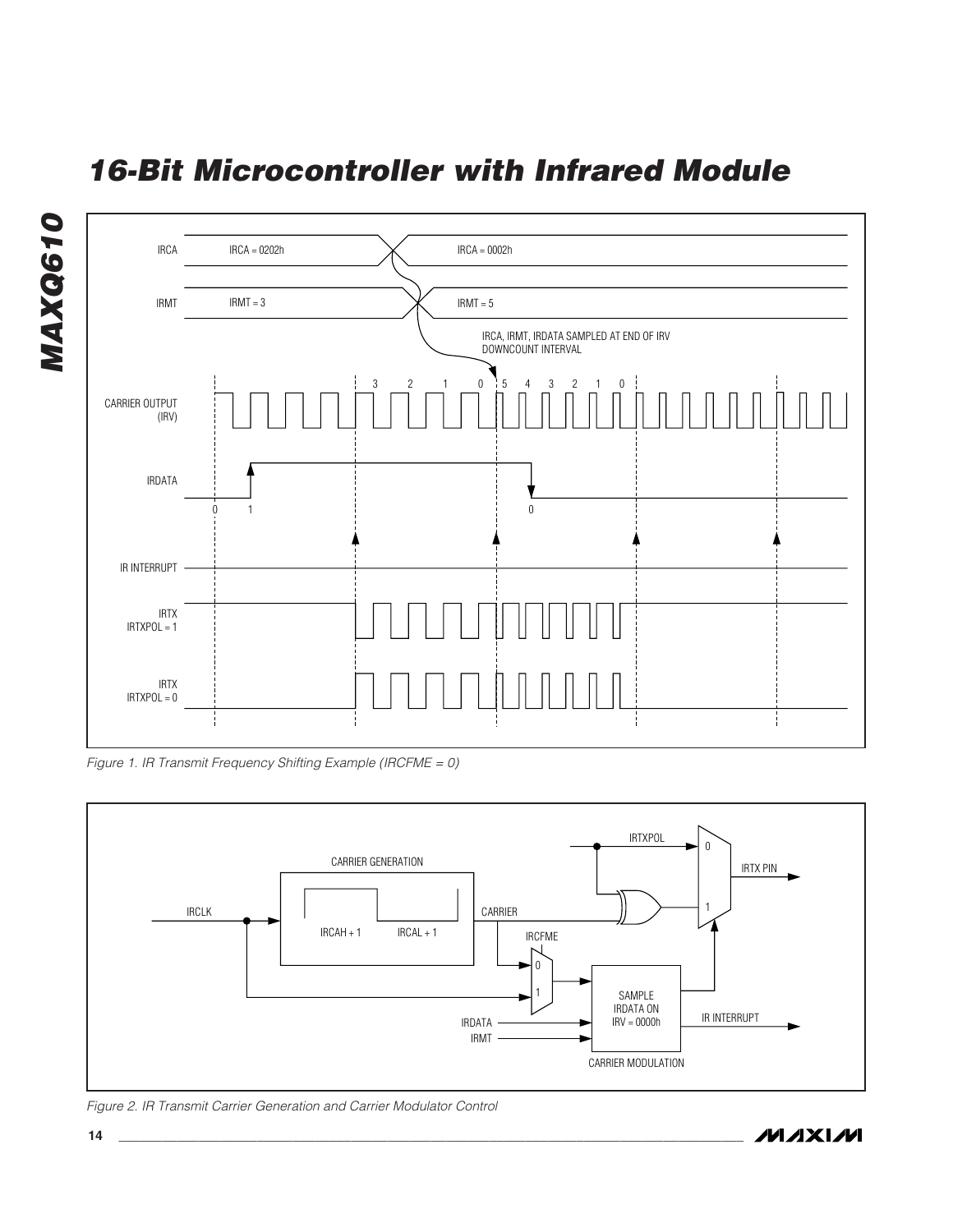Figure 1. IR Transmit Frequency Shifting Example (IRCFME = 0)

Figure 2. IR Transmit Carrier Generation and Carrier Modulator Control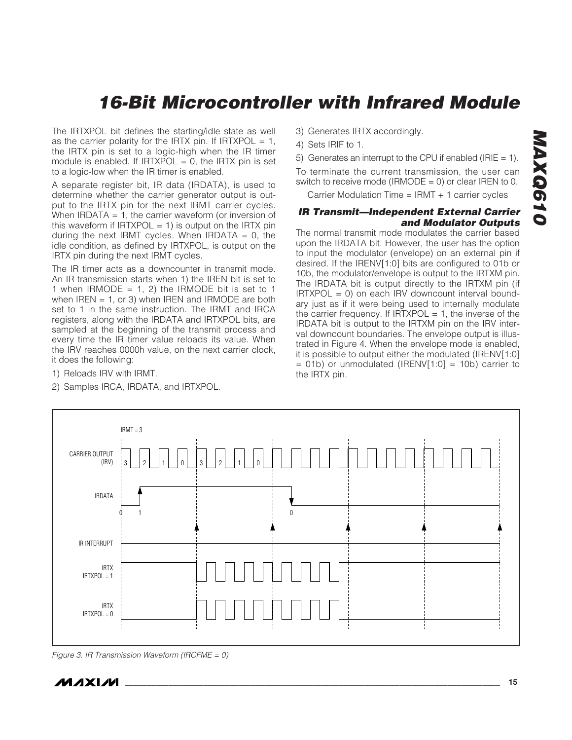The IRTXPOL bit defines the starting/idle state as well as the carrier polarity for the IRTX pin. If IRTXPOL = 1, the IRTX pin is set to a logic-high when the IR timer module is enabled. If IRTXPOL = 0, the IRTX pin is set to a logic-low when the IR timer is enabled.

A separate register bit, IR data (IRDATA), is used to determine whether the carrier generator output is output to the IRTX pin for the next IRMT carrier cycles. When IRDATA = 1, the carrier waveform (or inversion of this waveform if IRTXPOL = 1) is output on the IRTX pin during the next IRMT cycles. When IRDATA = 0, the idle condition, as defined by IRTXPOL, is output on the IRTX pin during the next IRMT cycles.

The IR timer acts as a downcounter in transmit mode. An IR transmission starts when 1) the IREN bit is set to 1 when IRMODE = 1, 2) the IRMODE bit is set to 1 when IREN = 1, or 3) when IREN and IRMODE are both set to 1 in the same instruction. The IRMT and IRCA registers, along with the IRDATA and IRTXPOL bits, are sampled at the beginning of the transmit process and every time the IR timer value reloads its value. When the IRV reaches 0000h value, on the next carrier clock, it does the following:

1) Reloads IRV with IRMT.
2) Samples IRCA, IRDATA, and IRTXPOL.
3) Generates IRTX accordingly.
4) Sets IRIF to 1.
5) Generates an interrupt to the CPU if enabled (IRIE = 1).

To terminate the current transmission, the user can switch to receive mode (IRMODE = 0) or clear IREN to 0.

Carrier Modulation Time = IRMT + 1 carrier cycles

### IR Transmit—Independent External Carrier and Modulator Outputs

The normal transmit mode modulates the carrier based upon the IRDATA bit. However, the user has the option to input the modulator (envelope) on an external pin if desired. If the IRENV[1:0] bits are configured to 01b or 10b, the modulator/envelope is output to the IRTXM pin. The IRDATA bit is output directly to the IRTXM pin (if IRTXPOL = 0) on each IRV downcount interval boundary just as if it were being used to internally modulate the carrier frequency. If IRTXPOL = 1, the inverse of the IRDATA bit is output to the IRTXM pin on the IRV interval downcount boundaries. The envelope output is illustrated in Figure 4. When the envelope mode is enabled, it is possible to output either the modulated (IRENV[1:0] = 01b) or unmodulated (IRENV[1:0] = 10b) carrier to the IRTX pin.

*Figure 3. IR Transmission Waveform (IRCFME = 0)*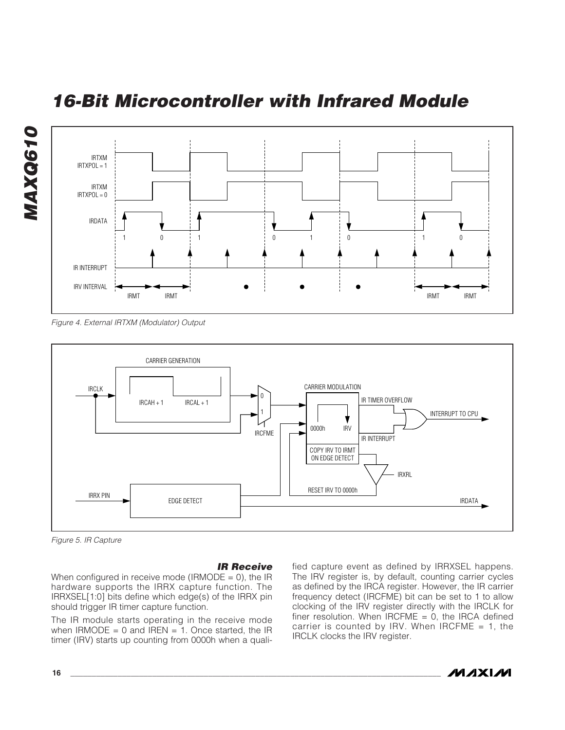Figure 4. External IRTXM (Modulator) Output

Figure 5. IR Capture

### IR Receive

When configured in receive mode (IRMODE = 0), the IR hardware supports the IRRX capture function. The IRRXSEL[1:0] bits define which edge(s) of the IRRX pin should trigger IR timer capture function.

The IR module starts operating in the receive mode when IRMODE = 0 and IREN = 1. Once started, the IR timer (IRV) starts up counting from 0000h when a qualified capture event as defined by IRRXSEL happens. The IRV register is, by default, counting carrier cycles as defined by the IRCA register. However, the IR carrier frequency detect (IRCFME) bit can be set to 1 to allow clocking of the IRV register directly with the IRCLK for finer resolution. When IRCFME = 0, the IRCA defined carrier is counted by IRV. When IRCFME = 1, the IRCLK clocks the IRV register.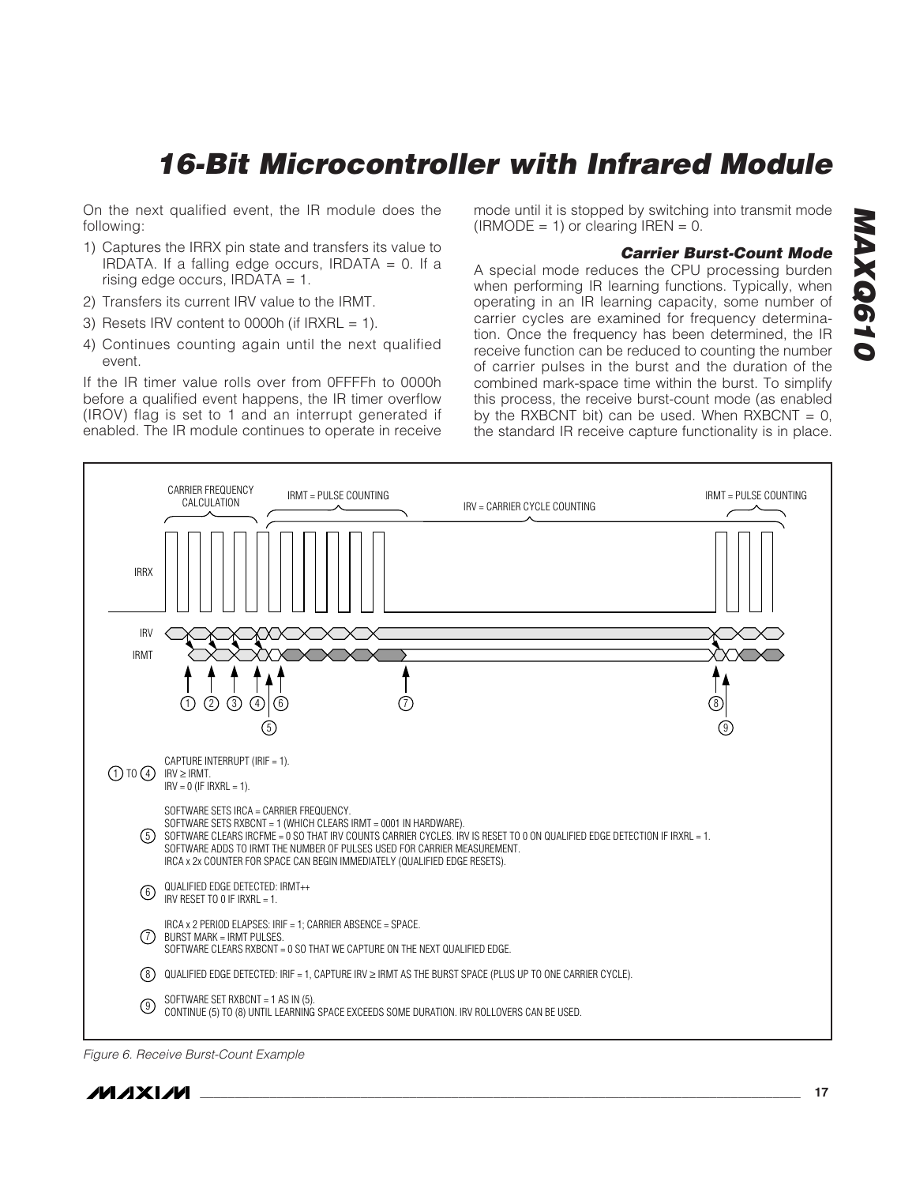On the next qualified event, the IR module does the following:

1) Captures the IRRX pin state and transfers its value to IRDATA. If a falling edge occurs, IRDATA = 0. If a rising edge occurs, IRDATA = 1.
2) Transfers its current IRV value to the IRMT.
3) Resets IRV content to 0000h (if IRXRL = 1).
4) Continues counting again until the next qualified event.

If the IR timer value rolls over from 0FFFFh to 0000h before a qualified event happens, the IR timer overflow (IROV) flag is set to 1 and an interrupt generated if enabled. The IR module continues to operate in receive mode until it is stopped by switching into transmit mode (IRMODE = 1) or clearing IREN = 0.

### *Carrier Burst-Count Mode*

A special mode reduces the CPU processing burden when performing IR learning functions. Typically, when operating in an IR learning capacity, some number of carrier cycles are examined for frequency determination. Once the frequency has been determined, the IR receive function can be reduced to counting the number of carrier pulses in the burst and the duration of the combined mark-space time within the burst. To simplify this process, the receive burst-count mode (as enabled by the RXBCNT bit) can be used. When RXBCNT = 0, the standard IR receive capture functionality is in place.

CARRIER FREQUENCY CALCULATION — IRMT = PULSE COUNTING — IRV = CARRIER CYCLE COUNTING — IRMT = PULSE COUNTING

IRRX, IRV, IRMT

(1) TO (4) CAPTURE INTERRUPT (IRIF = 1).
IRV ≥ IRMT.
IRV = 0 (IF IRXRL = 1).

(5) SOFTWARE SETS IRCA = CARRIER FREQUENCY.
SOFTWARE SETS RXBCNT = 1 (WHICH CLEARS IRMT = 0001 IN HARDWARE).
SOFTWARE CLEARS IRCFME = 0 SO THAT IRV COUNTS CARRIER CYCLES. IRV IS RESET TO 0 ON QUALIFIED EDGE DETECTION IF IRXRL = 1.
SOFTWARE ADDS TO IRMT THE NUMBER OF PULSES USED FOR CARRIER MEASUREMENT.
IRCA x 2x COUNTER FOR SPACE CAN BEGIN IMMEDIATELY (QUALIFIED EDGE RESETS).

(6) QUALIFIED EDGE DETECTED: IRMT++
IRV RESET TO 0 IF IRXRL = 1.

(7) IRCA x 2 PERIOD ELAPSES: IRIF = 1; CARRIER ABSENCE = SPACE.
BURST MARK = IRMT PULSES.
SOFTWARE CLEARS RXBCNT = 0 SO THAT WE CAPTURE ON THE NEXT QUALIFIED EDGE.

(8) QUALIFIED EDGE DETECTED: IRIF = 1, CAPTURE IRV ≥ IRMT AS THE BURST SPACE (PLUS UP TO ONE CARRIER CYCLE).

(9) SOFTWARE SET RXBCNT = 1 AS IN (5).
CONTINUE (5) TO (8) UNTIL LEARNING SPACE EXCEEDS SOME DURATION. IRV ROLLOVERS CAN BE USED.

*Figure 6. Receive Burst-Count Example*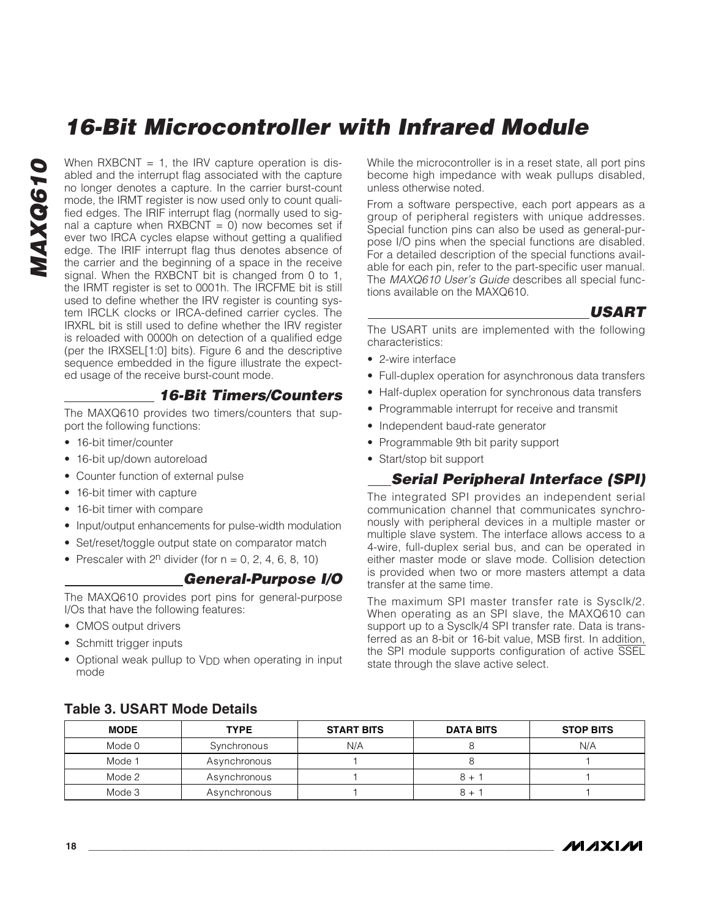When RXBCNT = 1, the IRV capture operation is disabled and the interrupt flag associated with the capture no longer denotes a capture. In the carrier burst-count mode, the IRMT register is now used only to count qualified edges. The IRIF interrupt flag (normally used to signal a capture when RXBCNT = 0) now becomes set if ever two IRCA cycles elapse without getting a qualified edge. The IRIF interrupt flag thus denotes absence of the carrier and the beginning of a space in the receive signal. When the RXBCNT bit is changed from 0 to 1, the IRMT register is set to 0001h. The IRCFME bit is still used to define whether the IRV register is counting system IRCLK clocks or IRCA-defined carrier cycles. The IRXRL bit is still used to define whether the IRV register is reloaded with 0000h on detection of a qualified edge (per the IRXSEL[1:0] bits). Figure 6 and the descriptive sequence embedded in the figure illustrate the expected usage of the receive burst-count mode.

## 16-Bit Timers/Counters

The MAXQ610 provides two timers/counters that support the following functions:

- 16-bit timer/counter
- 16-bit up/down autoreload
- Counter function of external pulse
- 16-bit timer with capture
- 16-bit timer with compare
- Input/output enhancements for pulse-width modulation
- Set/reset/toggle output state on comparator match
- Prescaler with $2^n$ divider (for n = 0, 2, 4, 6, 8, 10)

## General-Purpose I/O

The MAXQ610 provides port pins for general-purpose I/Os that have the following features:

- CMOS output drivers
- Schmitt trigger inputs
- Optional weak pullup to $V_{DD}$ when operating in input mode

While the microcontroller is in a reset state, all port pins become high impedance with weak pullups disabled, unless otherwise noted.

From a software perspective, each port appears as a group of peripheral registers with unique addresses. Special function pins can also be used as general-purpose I/O pins when the special functions are disabled. For a detailed description of the special functions available for each pin, refer to the part-specific user manual. The *MAXQ610 User's Guide* describes all special functions available on the MAXQ610.

## USART

The USART units are implemented with the following characteristics:

- 2-wire interface
- Full-duplex operation for asynchronous data transfers
- Half-duplex operation for synchronous data transfers
- Programmable interrupt for receive and transmit
- Independent baud-rate generator
- Programmable 9th bit parity support
- Start/stop bit support

## Serial Peripheral Interface (SPI)

The integrated SPI provides an independent serial communication channel that communicates synchronously with peripheral devices in a multiple master or multiple slave system. The interface allows access to a 4-wire, full-duplex serial bus, and can be operated in either master mode or slave mode. Collision detection is provided when two or more masters attempt a data transfer at the same time.

The maximum SPI master transfer rate is Sysclk/2. When operating as an SPI slave, the MAXQ610 can support up to a Sysclk/4 SPI transfer rate. Data is transferred as an 8-bit or 16-bit value, MSB first. In addition, the SPI module supports configuration of active $\overline{SSEL}$ state through the slave active select.

**Table 3. USART Mode Details**

| MODE | TYPE | START BITS | DATA BITS | STOP BITS |
|---|---|---|---|---|
| Mode 0 | Synchronous | N/A | 8 | N/A |
| Mode 1 | Asynchronous | 1 | 8 | 1 |
| Mode 2 | Asynchronous | 1 | 8 + 1 | 1 |
| Mode 3 | Asynchronous | 1 | 8 + 1 | 1 |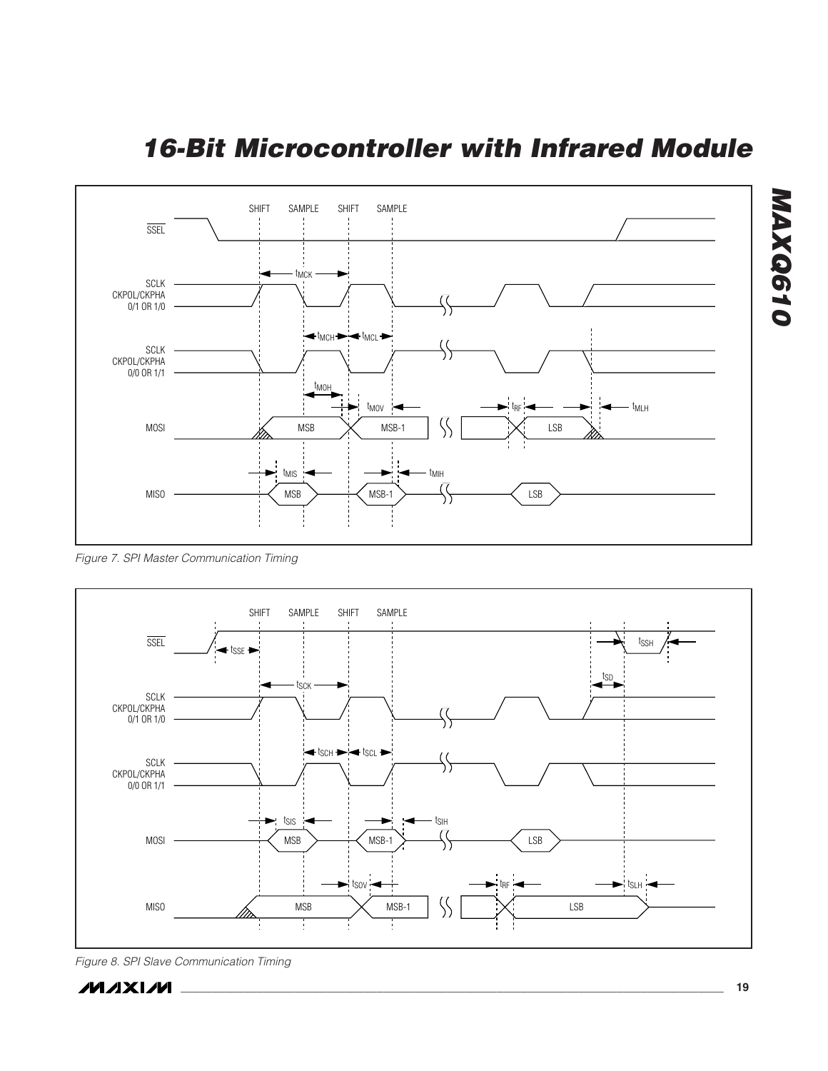Figure 7. SPI Master Communication Timing

Figure 8. SPI Slave Communication Timing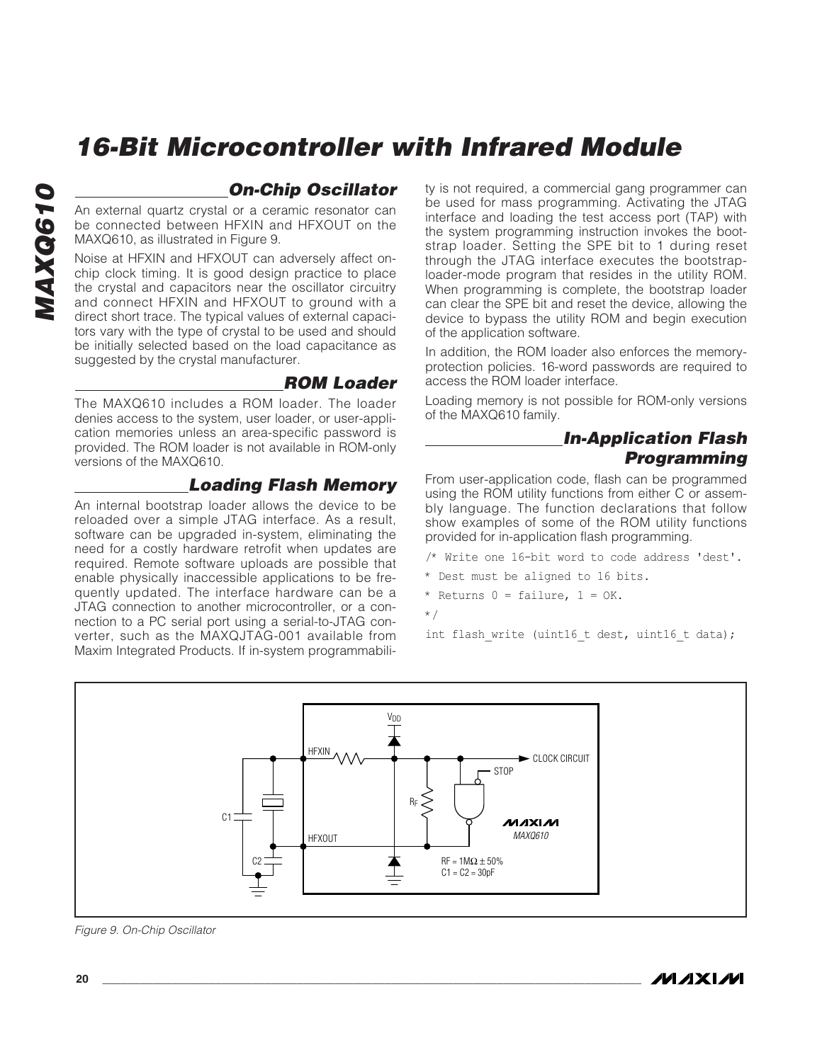## On-Chip Oscillator

An external quartz crystal or a ceramic resonator can be connected between HFXIN and HFXOUT on the MAXQ610, as illustrated in Figure 9.

Noise at HFXIN and HFXOUT can adversely affect on-chip clock timing. It is good design practice to place the crystal and capacitors near the oscillator circuitry and connect HFXIN and HFXOUT to ground with a direct short trace. The typical values of external capacitors vary with the type of crystal to be used and should be initially selected based on the load capacitance as suggested by the crystal manufacturer.

## ROM Loader

The MAXQ610 includes a ROM loader. The loader denies access to the system, user loader, or user-application memories unless an area-specific password is provided. The ROM loader is not available in ROM-only versions of the MAXQ610.

## Loading Flash Memory

An internal bootstrap loader allows the device to be reloaded over a simple JTAG interface. As a result, software can be upgraded in-system, eliminating the need for a costly hardware retrofit when updates are required. Remote software uploads are possible that enable physically inaccessible applications to be frequently updated. The interface hardware can be a JTAG connection to another microcontroller, or a connection to a PC serial port using a serial-to-JTAG converter, such as the MAXQJTAG-001 available from Maxim Integrated Products. If in-system programmability is not required, a commercial gang programmer can be used for mass programming. Activating the JTAG interface and loading the test access port (TAP) with the system programming instruction invokes the bootstrap loader. Setting the SPE bit to 1 during reset through the JTAG interface executes the bootstrap-loader-mode program that resides in the utility ROM. When programming is complete, the bootstrap loader can clear the SPE bit and reset the device, allowing the device to bypass the utility ROM and begin execution of the application software.

In addition, the ROM loader also enforces the memory-protection policies. 16-word passwords are required to access the ROM loader interface.

Loading memory is not possible for ROM-only versions of the MAXQ610 family.

## In-Application Flash Programming

From user-application code, flash can be programmed using the ROM utility functions from either C or assembly language. The function declarations that follow show examples of some of the ROM utility functions provided for in-application flash programming.

```
/* Write one 16-bit word to code address 'dest'.
* Dest must be aligned to 16 bits.
* Returns 0 = failure, 1 = OK.
*/
int flash_write (uint16_t dest, uint16_t data);
```

Figure 9. On-Chip Oscillator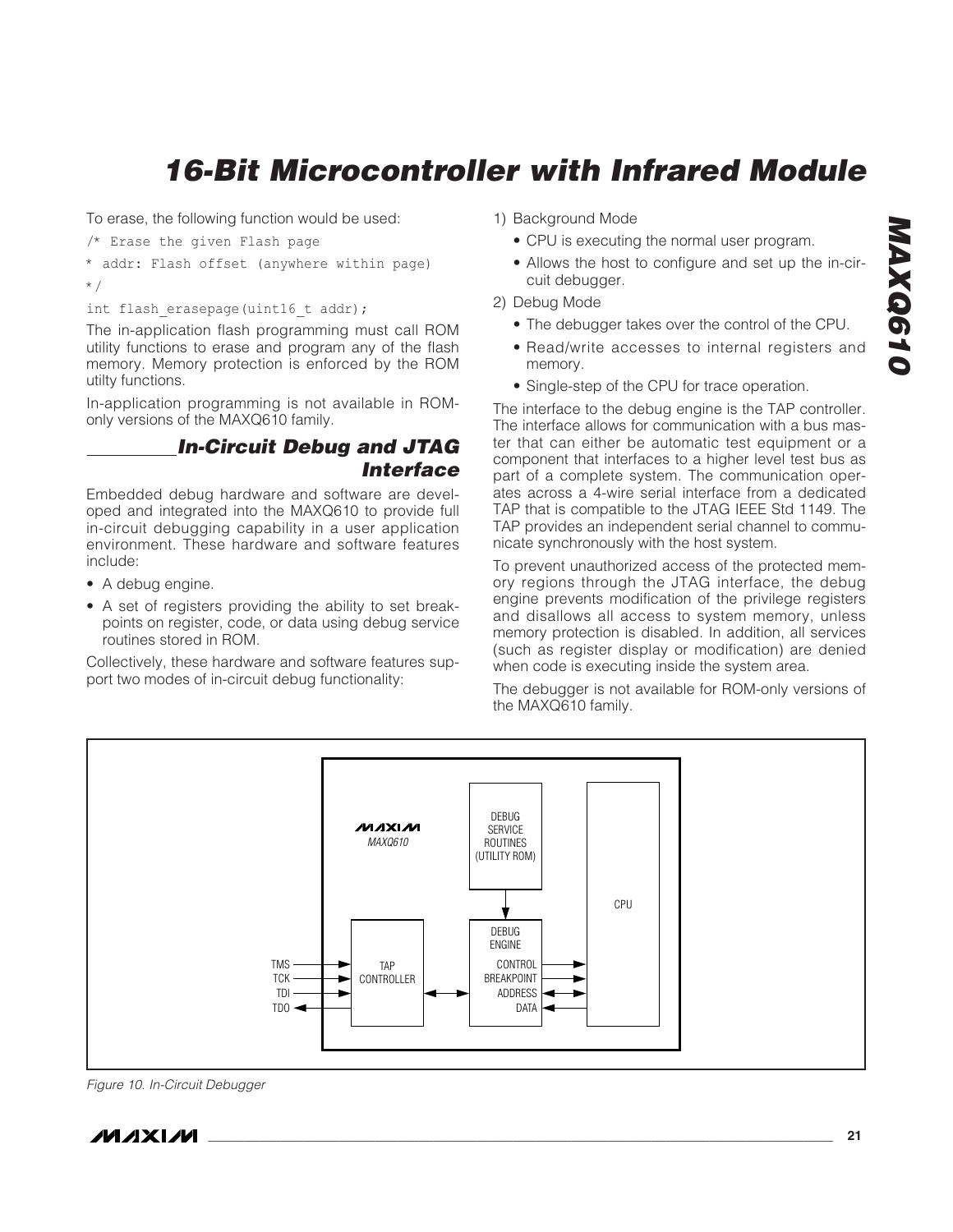To erase, the following function would be used:

```
/* Erase the given Flash page
* addr: Flash offset (anywhere within page)
*/
int flash_erasepage(uint16_t addr);
```

The in-application flash programming must call ROM utility functions to erase and program any of the flash memory. Memory protection is enforced by the ROM utilty functions.

In-application programming is not available in ROM-only versions of the MAXQ610 family.

## In-Circuit Debug and JTAG Interface

Embedded debug hardware and software are developed and integrated into the MAXQ610 to provide full in-circuit debugging capability in a user application environment. These hardware and software features include:

- A debug engine.
- A set of registers providing the ability to set breakpoints on register, code, or data using debug service routines stored in ROM.

Collectively, these hardware and software features support two modes of in-circuit debug functionality:

1) Background Mode
   - CPU is executing the normal user program.
   - Allows the host to configure and set up the in-circuit debugger.
2) Debug Mode
   - The debugger takes over the control of the CPU.
   - Read/write accesses to internal registers and memory.
   - Single-step of the CPU for trace operation.

The interface to the debug engine is the TAP controller. The interface allows for communication with a bus master that can either be automatic test equipment or a component that interfaces to a higher level test bus as part of a complete system. The communication operates across a 4-wire serial interface from a dedicated TAP that is compatible to the JTAG IEEE Std 1149. The TAP provides an independent serial channel to communicate synchronously with the host system.

To prevent unauthorized access of the protected memory regions through the JTAG interface, the debug engine prevents modification of the privilege registers and disallows all access to system memory, unless memory protection is disabled. In addition, all services (such as register display or modification) are denied when code is executing inside the system area.

The debugger is not available for ROM-only versions of the MAXQ610 family.

*Figure 10. In-Circuit Debugger*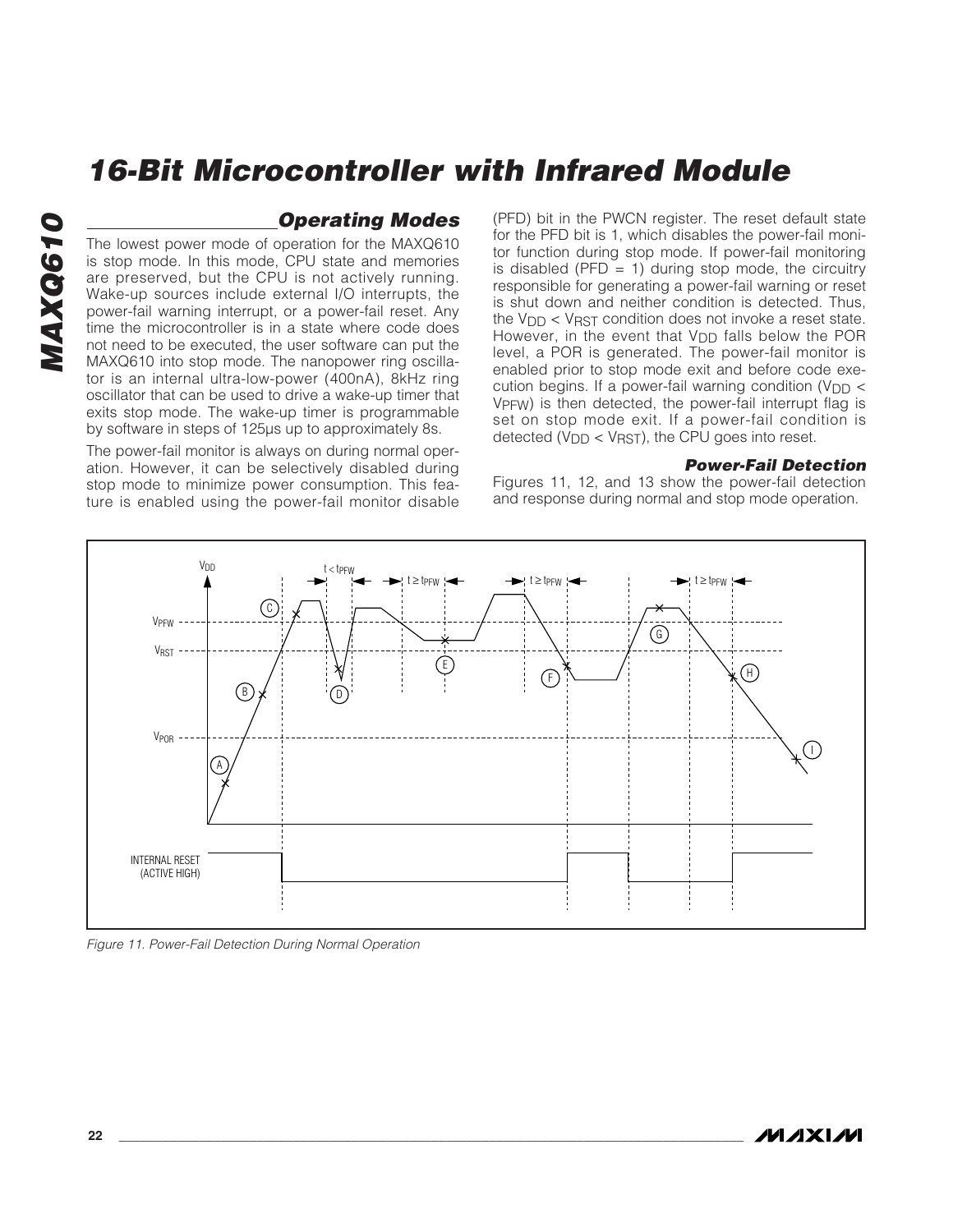## Operating Modes

The lowest power mode of operation for the MAXQ610 is stop mode. In this mode, CPU state and memories are preserved, but the CPU is not actively running. Wake-up sources include external I/O interrupts, the power-fail warning interrupt, or a power-fail reset. Any time the microcontroller is in a state where code does not need to be executed, the user software can put the MAXQ610 into stop mode. The nanopower ring oscillator is an internal ultra-low-power (400nA), 8kHz ring oscillator that can be used to drive a wake-up timer that exits stop mode. The wake-up timer is programmable by software in steps of 125µs up to approximately 8s.

The power-fail monitor is always on during normal operation. However, it can be selectively disabled during stop mode to minimize power consumption. This feature is enabled using the power-fail monitor disable (PFD) bit in the PWCN register. The reset default state for the PFD bit is 1, which disables the power-fail monitor function during stop mode. If power-fail monitoring is disabled (PFD = 1) during stop mode, the circuitry responsible for generating a power-fail warning or reset is shut down and neither condition is detected. Thus, the $V_{DD} < V_{RST}$ condition does not invoke a reset state. However, in the event that $V_{DD}$ falls below the POR level, a POR is generated. The power-fail monitor is enabled prior to stop mode exit and before code execution begins. If a power-fail warning condition ($V_{DD} < V_{PFW}$) is then detected, the power-fail interrupt flag is set on stop mode exit. If a power-fail condition is detected ($V_{DD} < V_{RST}$), the CPU goes into reset.

### Power-Fail Detection

Figures 11, 12, and 13 show the power-fail detection and response during normal and stop mode operation.

*Figure 11. Power-Fail Detection During Normal Operation*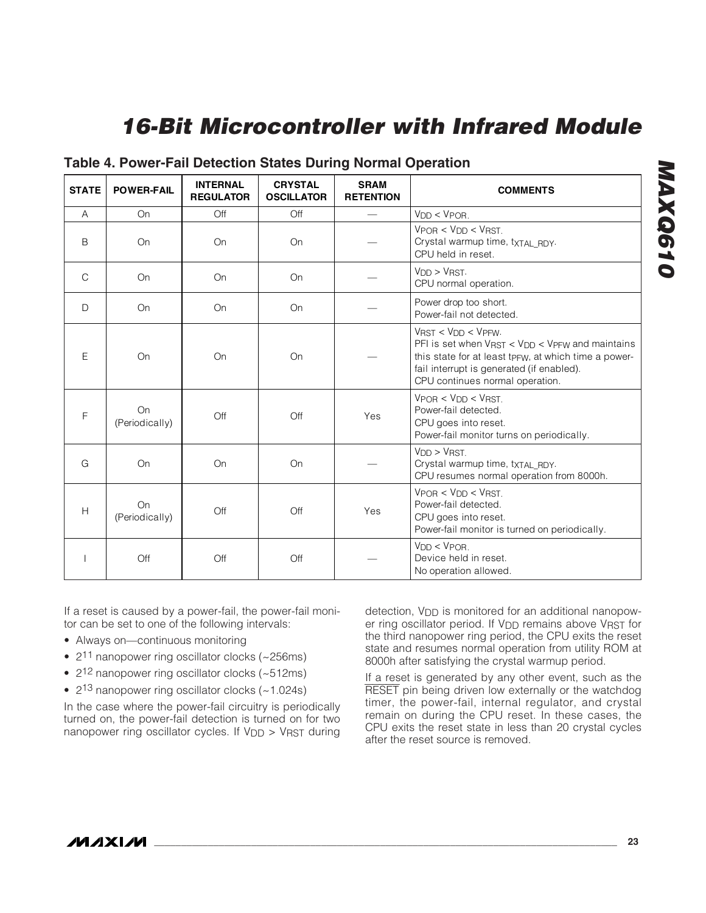## Table 4. Power-Fail Detection States During Normal Operation

| STATE | POWER-FAIL | INTERNAL REGULATOR | CRYSTAL OSCILLATOR | SRAM RETENTION | COMMENTS |
|---|---|---|---|---|---|
| A | On | Off | Off | — | $V_{DD} < V_{POR}$. |
| B | On | On | On | — | $V_{POR} < V_{DD} < V_{RST}$. Crystal warmup time, $t_{XTAL\_RDY}$. CPU held in reset. |
| C | On | On | On | — | $V_{DD} > V_{RST}$. CPU normal operation. |
| D | On | On | On | — | Power drop too short. Power-fail not detected. |
| E | On | On | On | — | $V_{RST} < V_{DD} < V_{PFW}$. PFI is set when $V_{RST} < V_{DD} < V_{PFW}$ and maintains this state for at least $t_{PFW}$, at which time a power-fail interrupt is generated (if enabled). CPU continues normal operation. |
| F | On (Periodically) | Off | Off | Yes | $V_{POR} < V_{DD} < V_{RST}$. Power-fail detected. CPU goes into reset. Power-fail monitor turns on periodically. |
| G | On | On | On | — | $V_{DD} > V_{RST}$. Crystal warmup time, $t_{XTAL\_RDY}$. CPU resumes normal operation from 8000h. |
| H | On (Periodically) | Off | Off | Yes | $V_{POR} < V_{DD} < V_{RST}$. Power-fail detected. CPU goes into reset. Power-fail monitor is turned on periodically. |
| I | Off | Off | Off | — | $V_{DD} < V_{POR}$. Device held in reset. No operation allowed. |

If a reset is caused by a power-fail, the power-fail monitor can be set to one of the following intervals:

- Always on—continuous monitoring
- $2^{11}$ nanopower ring oscillator clocks (~256ms)
- $2^{12}$ nanopower ring oscillator clocks (~512ms)
- $2^{13}$ nanopower ring oscillator clocks (~1.024s)

In the case where the power-fail circuitry is periodically turned on, the power-fail detection is turned on for two nanopower ring oscillator cycles. If $V_{DD} > V_{RST}$ during detection, $V_{DD}$ is monitored for an additional nanopower ring oscillator period. If $V_{DD}$ remains above $V_{RST}$ for the third nanopower ring period, the CPU exits the reset state and resumes normal operation from utility ROM at 8000h after satisfying the crystal warmup period.

If a reset is generated by any other event, such as the $\overline{\text{RESET}}$ pin being driven low externally or the watchdog timer, the power-fail, internal regulator, and crystal remain on during the CPU reset. In these cases, the CPU exits the reset state in less than 20 crystal cycles after the reset source is removed.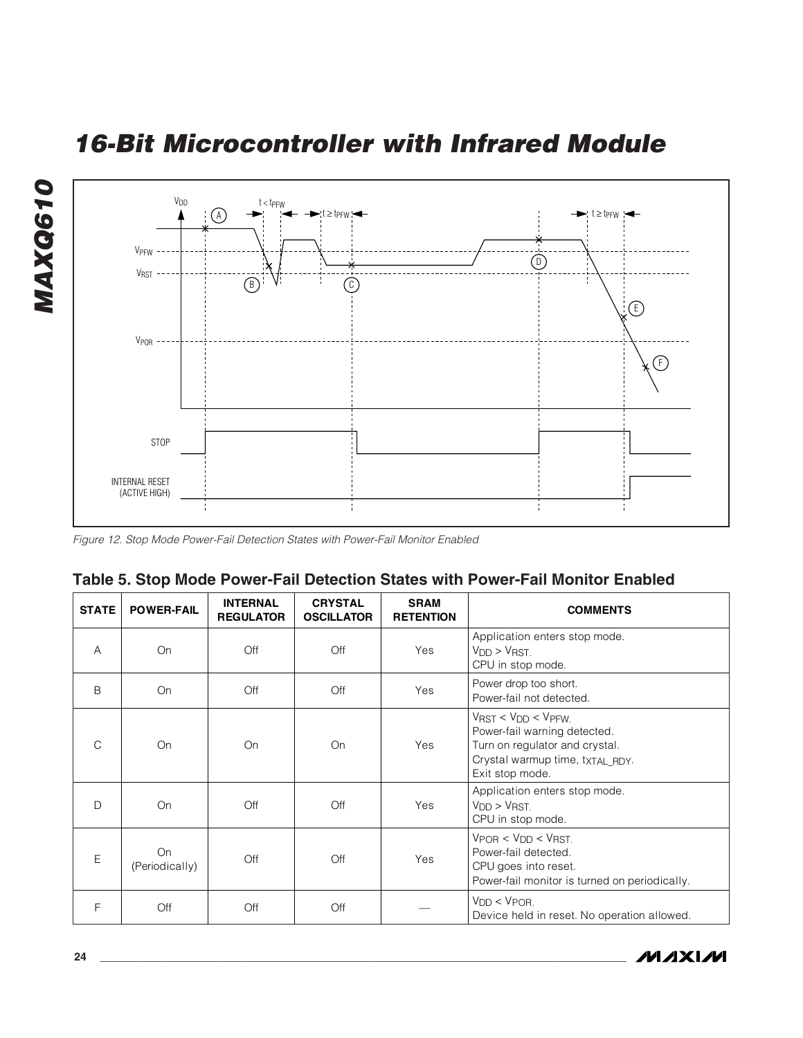Figure 12. Stop Mode Power-Fail Detection States with Power-Fail Monitor Enabled

## Table 5. Stop Mode Power-Fail Detection States with Power-Fail Monitor Enabled

| STATE | POWER-FAIL | INTERNAL REGULATOR | CRYSTAL OSCILLATOR | SRAM RETENTION | COMMENTS |
|---|---|---|---|---|---|
| A | On | Off | Off | Yes | Application enters stop mode.<br>$V_{DD} > V_{RST}$.<br>CPU in stop mode. |
| B | On | Off | Off | Yes | Power drop too short.<br>Power-fail not detected. |
| C | On | On | On | Yes | $V_{RST} < V_{DD} < V_{PFW}$.<br>Power-fail warning detected.<br>Turn on regulator and crystal.<br>Crystal warmup time, $t_{XTAL\_RDY}$.<br>Exit stop mode. |
| D | On | Off | Off | Yes | Application enters stop mode.<br>$V_{DD} > V_{RST}$.<br>CPU in stop mode. |
| E | On (Periodically) | Off | Off | Yes | $V_{POR} < V_{DD} < V_{RST}$.<br>Power-fail detected.<br>CPU goes into reset.<br>Power-fail monitor is turned on periodically. |
| F | Off | Off | Off | — | $V_{DD} < V_{POR}$.<br>Device held in reset. No operation allowed. |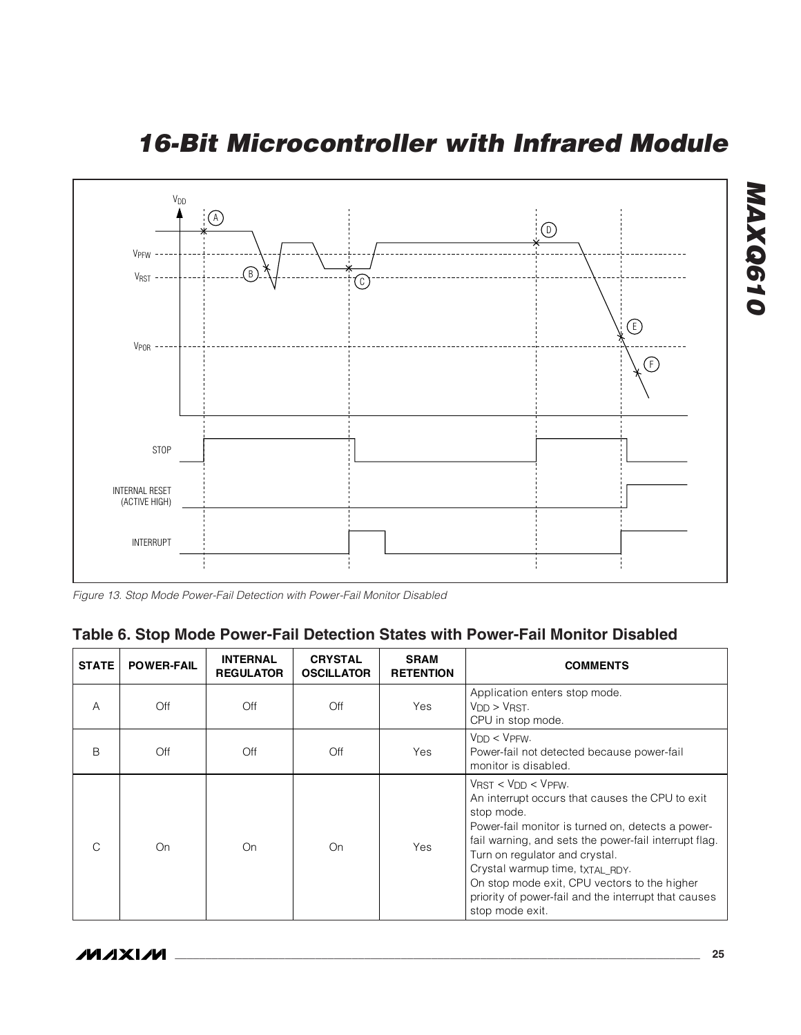Figure 13. Stop Mode Power-Fail Detection with Power-Fail Monitor Disabled

## Table 6. Stop Mode Power-Fail Detection States with Power-Fail Monitor Disabled

| STATE | POWER-FAIL | INTERNAL REGULATOR | CRYSTAL OSCILLATOR | SRAM RETENTION | COMMENTS |
|---|---|---|---|---|---|
| A | Off | Off | Off | Yes | Application enters stop mode.<br>$V_{DD} > V_{RST}$.<br>CPU in stop mode. |
| B | Off | Off | Off | Yes | $V_{DD} < V_{PFW}$.<br>Power-fail not detected because power-fail monitor is disabled. |
| C | On | On | On | Yes | $V_{RST} < V_{DD} < V_{PFW}$.<br>An interrupt occurs that causes the CPU to exit stop mode.<br>Power-fail monitor is turned on, detects a power-fail warning, and sets the power-fail interrupt flag.<br>Turn on regulator and crystal.<br>Crystal warmup time, $t_{XTAL\_RDY}$.<br>On stop mode exit, CPU vectors to the higher priority of power-fail and the interrupt that causes stop mode exit. |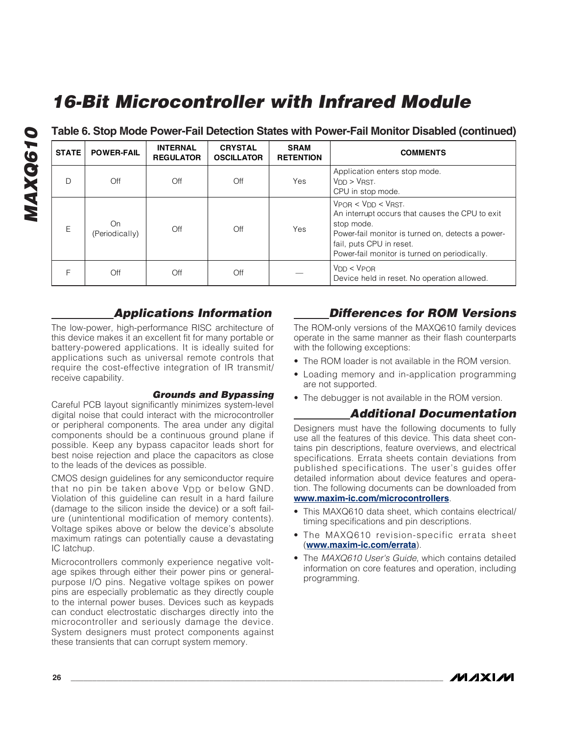# 16-Bit Microcontroller with Infrared Module

## Table 6. Stop Mode Power-Fail Detection States with Power-Fail Monitor Disabled (continued)

| STATE | POWER-FAIL | INTERNAL REGULATOR | CRYSTAL OSCILLATOR | SRAM RETENTION | COMMENTS |
|---|---|---|---|---|---|
| D | Off | Off | Off | Yes | Application enters stop mode.<br>$V_{DD} > V_{RST}$.<br>CPU in stop mode. |
| E | On (Periodically) | Off | Off | Yes | $V_{POR} < V_{DD} < V_{RST}$.<br>An interrupt occurs that causes the CPU to exit stop mode.<br>Power-fail monitor is turned on, detects a power-fail, puts CPU in reset.<br>Power-fail monitor is turned on periodically. |
| F | Off | Off | Off | — | $V_{DD} < V_{POR}$<br>Device held in reset. No operation allowed. |

## Applications Information

The low-power, high-performance RISC architecture of this device makes it an excellent fit for many portable or battery-powered applications. It is ideally suited for applications such as universal remote controls that require the cost-effective integration of IR transmit/receive capability.

### Grounds and Bypassing

Careful PCB layout significantly minimizes system-level digital noise that could interact with the microcontroller or peripheral components. The area under any digital components should be a continuous ground plane if possible. Keep any bypass capacitor leads short for best noise rejection and place the capacitors as close to the leads of the devices as possible.

CMOS design guidelines for any semiconductor require that no pin be taken above $V_{DD}$ or below GND. Violation of this guideline can result in a hard failure (damage to the silicon inside the device) or a soft failure (unintentional modification of memory contents). Voltage spikes above or below the device's absolute maximum ratings can potentially cause a devastating IC latchup.

Microcontrollers commonly experience negative voltage spikes through either their power pins or general-purpose I/O pins. Negative voltage spikes on power pins are especially problematic as they directly couple to the internal power buses. Devices such as keypads can conduct electrostatic discharges directly into the microcontroller and seriously damage the device. System designers must protect components against these transients that can corrupt system memory.

## Differences for ROM Versions

The ROM-only versions of the MAXQ610 family devices operate in the same manner as their flash counterparts with the following exceptions:

- The ROM loader is not available in the ROM version.
- Loading memory and in-application programming are not supported.
- The debugger is not available in the ROM version.

## Additional Documentation

Designers must have the following documents to fully use all the features of this device. This data sheet contains pin descriptions, feature overviews, and electrical specifications. Errata sheets contain deviations from published specifications. The user's guides offer detailed information about device features and operation. The following documents can be downloaded from **www.maxim-ic.com/microcontrollers**.

- This MAXQ610 data sheet, which contains electrical/timing specifications and pin descriptions.
- The MAXQ610 revision-specific errata sheet (**www.maxim-ic.com/errata**).
- The *MAXQ610 User's Guide*, which contains detailed information on core features and operation, including programming.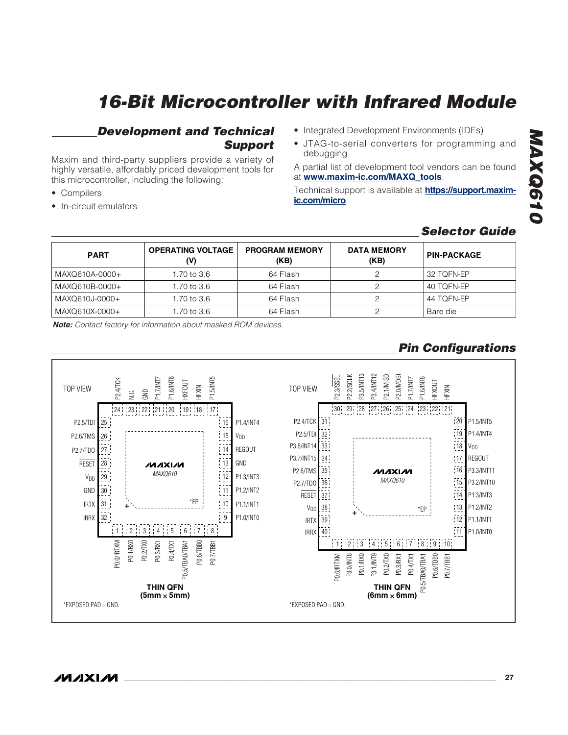# 16-Bit Microcontroller with Infrared Module

## Development and Technical Support

Maxim and third-party suppliers provide a variety of highly versatile, affordably priced development tools for this microcontroller, including the following:

- Compilers
- In-circuit emulators
- Integrated Development Environments (IDEs)
- JTAG-to-serial converters for programming and debugging

A partial list of development tool vendors can be found at **www.maxim-ic.com/MAXQ_tools**.

Technical support is available at **https://support.maxim-ic.com/micro**.

## Selector Guide

| PART | OPERATING VOLTAGE (V) | PROGRAM MEMORY (KB) | DATA MEMORY (KB) | PIN-PACKAGE |
|---|---|---|---|---|
| MAXQ610A-0000+ | 1.70 to 3.6 | 64 Flash | 2 | 32 TQFN-EP |
| MAXQ610B-0000+ | 1.70 to 3.6 | 64 Flash | 2 | 40 TQFN-EP |
| MAXQ610J-0000+ | 1.70 to 3.6 | 64 Flash | 2 | 44 TQFN-EP |
| MAXQ610X-0000+ | 1.70 to 3.6 | 64 Flash | 2 | Bare die |

***Note:*** *Contact factory for information about masked ROM devices.*

## Pin Configurations

TOP VIEW — THIN QFN (5mm × 5mm)

| Pin | Name | Pin | Name |
|---|---|---|---|
| 1 | P0.0/IRTXM | 17 | P1.5/INT5 |
| 2 | P0.1/RX0 | 18 | HFXIN |
| 3 | P0.2/TX0 | 19 | HFXOUT |
| 4 | P0.3/RX1 | 20 | P1.6/INT6 |
| 5 | P0.4/TX1 | 21 | P1.7/INT7 |
| 6 | P0.5/TBA0/TBA1 | 22 | GND |
| 7 | P0.6/TBB0 | 23 | N.C. |
| 8 | P0.7/TBB1 | 24 | P2.4/TCK |
| 9 | P1.0/INT0 | 25 | P2.5/TDI |
| 10 | P1.1/INT1 | 26 | P2.6/TMS |
| 11 | P1.2/INT2 | 27 | P2.7/TDO |
| 12 | P1.3/INT3 | 28 | RESET |
| 13 | GND | 29 | $V_{DD}$ |
| 14 | REGOUT | 30 | GND |
| 15 | $V_{DD}$ | 31 | IRTX |
| 16 | P1.4/INT4 | 32 | IRRX |

*EXPOSED PAD = GND.

TOP VIEW — THIN QFN (6mm × 6mm)

| Pin | Name | Pin | Name |
|---|---|---|---|
| 1 | P0.0/IRTXM | 21 | HFXIN |
| 2 | P3.0/INT8 | 22 | HFXOUT |
| 3 | P0.1/RX0 | 23 | P1.6/INT6 |
| 4 | P3.1/INT9 | 24 | P1.7/INT7 |
| 5 | P0.2/TX0 | 25 | P2.0/MOSI |
| 6 | P0.3/RX1 | 26 | P2.1/MISO |
| 7 | P0.4/TX1 | 27 | P3.4/INT12 |
| 8 | P0.5/TBA0/TBA1 | 28 | P3.5/INT13 |
| 9 | P0.6/TBB0 | 29 | P2.2/SCLK |
| 10 | P0.7/TBB1 | 30 | P2.3/SSEL |
| 11 | P1.0/INT0 | 31 | P2.4/TCK |
| 12 | P1.1/INT1 | 32 | P2.5/TDI |
| 13 | P1.2/INT2 | 33 | P3.6/INT14 |
| 14 | P1.3/INT3 | 34 | P3.7/INT15 |
| 15 | P3.2/INT10 | 35 | P2.6/TMS |
| 16 | P3.3/INT11 | 36 | P2.7/TDO |
| 17 | REGOUT | 37 | RESET |
| 18 | $V_{DD}$ | 38 | $V_{DD}$ |
| 19 | P1.4/INT4 | 39 | IRTX |
| 20 | P1.5/INT5 | 40 | IRRX |

*EXPOSED PAD = GND.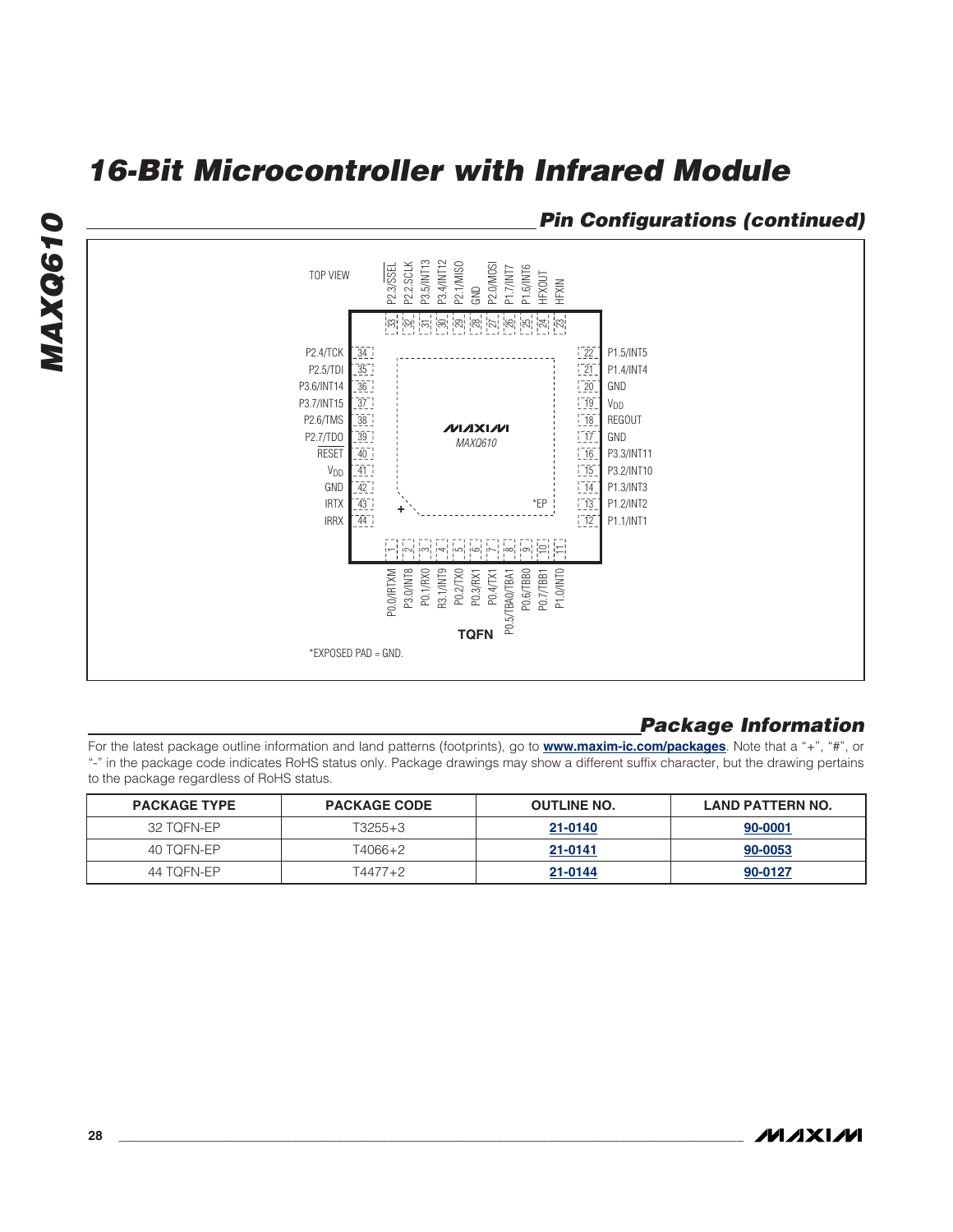## Pin Configurations (continued)

TOP VIEW

| Pin | Name | Pin | Name |
|---|---|---|---|
| 1 | P0.0/IRTXM | 23 | HFXIN |
| 2 | P3.0/INT8 | 24 | HFXOUT |
| 3 | P0.1/RX0 | 25 | P1.6/INT6 |
| 4 | R3.1/INT9 | 26 | P1.7/INT7 |
| 5 | P0.2/TX0 | 27 | P2.0/MOSI |
| 6 | P0.3/RX1 | 28 | GND |
| 7 | P0.4/TX1 | 29 | P2.1/MISO |
| 8 | P0.5/TBA0/TBA1 | 30 | P3.4/INT12 |
| 9 | P0.6/TBB0 | 31 | P3.5/INT13 |
| 10 | P0.7/TBB1 | 32 | P2.2.SCLK |
| 11 | P1.0/INT0 | 33 | P2.3/SSEL |
| 12 | P1.1/INT1 | 34 | P2.4/TCK |
| 13 | P1.2/INT2 | 35 | P2.5/TDI |
| 14 | P1.3/INT3 | 36 | P3.6/INT14 |
| 15 | P3.2/INT10 | 37 | P3.7/INT15 |
| 16 | P3.3/INT11 | 38 | P2.6/TMS |
| 17 | GND | 39 | P2.7/TDO |
| 18 | REGOUT | 40 | RESET |
| 19 | $V_{DD}$ | 41 | $V_{DD}$ |
| 20 | GND | 42 | GND |
| 21 | P1.4/INT4 | 43 | IRTX |
| 22 | P1.5/INT5 | 44 | IRRX |

MAXIM MAXQ610

*EP

TQFN

*EXPOSED PAD = GND.

## Package Information

For the latest package outline information and land patterns (footprints), go to **www.maxim-ic.com/packages**. Note that a "+", "#", or "-" in the package code indicates RoHS status only. Package drawings may show a different suffix character, but the drawing pertains to the package regardless of RoHS status.

| PACKAGE TYPE | PACKAGE CODE | OUTLINE NO. | LAND PATTERN NO. |
|---|---|---|---|
| 32 TQFN-EP | T3255+3 | 21-0140 | 90-0001 |
| 40 TQFN-EP | T4066+2 | 21-0141 | 90-0053 |
| 44 TQFN-EP | T4477+2 | 21-0144 | 90-0127 |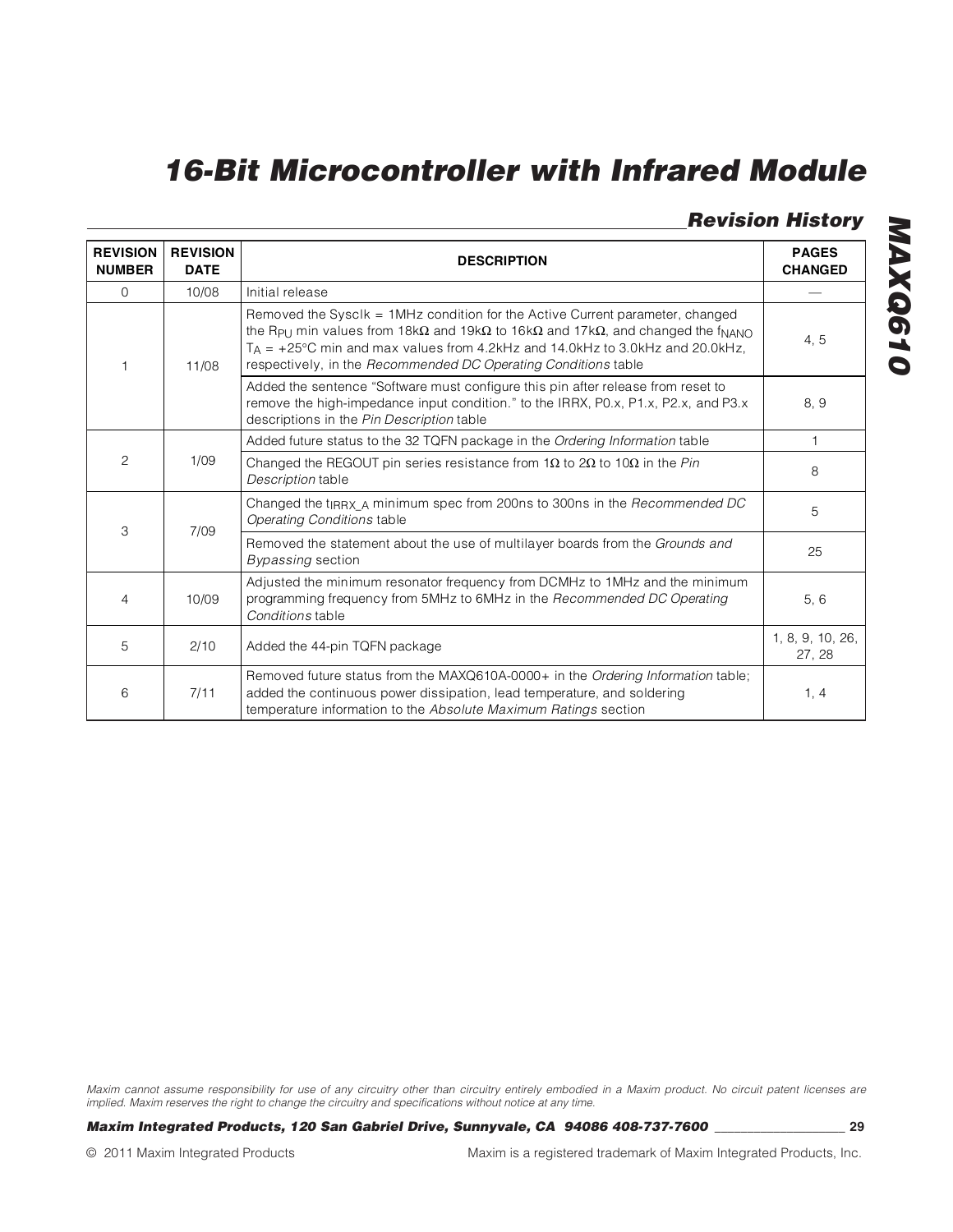## Revision History

| REVISION NUMBER | REVISION DATE | DESCRIPTION | PAGES CHANGED |
|---|---|---|---|
| 0 | 10/08 | Initial release | — |
| 1 | 11/08 | Removed the Sysclk = 1MHz condition for the Active Current parameter, changed the $R_{PU}$ min values from 18kΩ and 19kΩ to 16kΩ and 17kΩ, and changed the $f_{NANO}$ $T_A$ = +25°C min and max values from 4.2kHz and 14.0kHz to 3.0kHz and 20.0kHz, respectively, in the *Recommended DC Operating Conditions* table | 4, 5 |
| | | Added the sentence "Software must configure this pin after release from reset to remove the high-impedance input condition." to the IRRX, P0.x, P1.x, P2.x, and P3.x descriptions in the *Pin Description* table | 8, 9 |
| 2 | 1/09 | Added future status to the 32 TQFN package in the *Ordering Information* table | 1 |
| | | Changed the REGOUT pin series resistance from 1Ω to 2Ω to 10Ω in the *Pin Description* table | 8 |
| 3 | 7/09 | Changed the $t_{IRRX\_A}$ minimum spec from 200ns to 300ns in the *Recommended DC Operating Conditions* table | 5 |
| | | Removed the statement about the use of multilayer boards from the *Grounds and Bypassing* section | 25 |
| 4 | 10/09 | Adjusted the minimum resonator frequency from DCMHz to 1MHz and the minimum programming frequency from 5MHz to 6MHz in the *Recommended DC Operating Conditions* table | 5, 6 |
| 5 | 2/10 | Added the 44-pin TQFN package | 1, 8, 9, 10, 26, 27, 28 |
| 6 | 7/11 | Removed future status from the MAXQ610A-0000+ in the *Ordering Information* table; added the continuous power dissipation, lead temperature, and soldering temperature information to the *Absolute Maximum Ratings* section | 1, 4 |

*Maxim cannot assume responsibility for use of any circuitry other than circuitry entirely embodied in a Maxim product. No circuit patent licenses are implied. Maxim reserves the right to change the circuitry and specifications without notice at any time.*

**Maxim Integrated Products, 120 San Gabriel Drive, Sunnyvale, CA 94086 408-737-7600**

© 2011 Maxim Integrated Products

Maxim is a registered trademark of Maxim Integrated Products, Inc.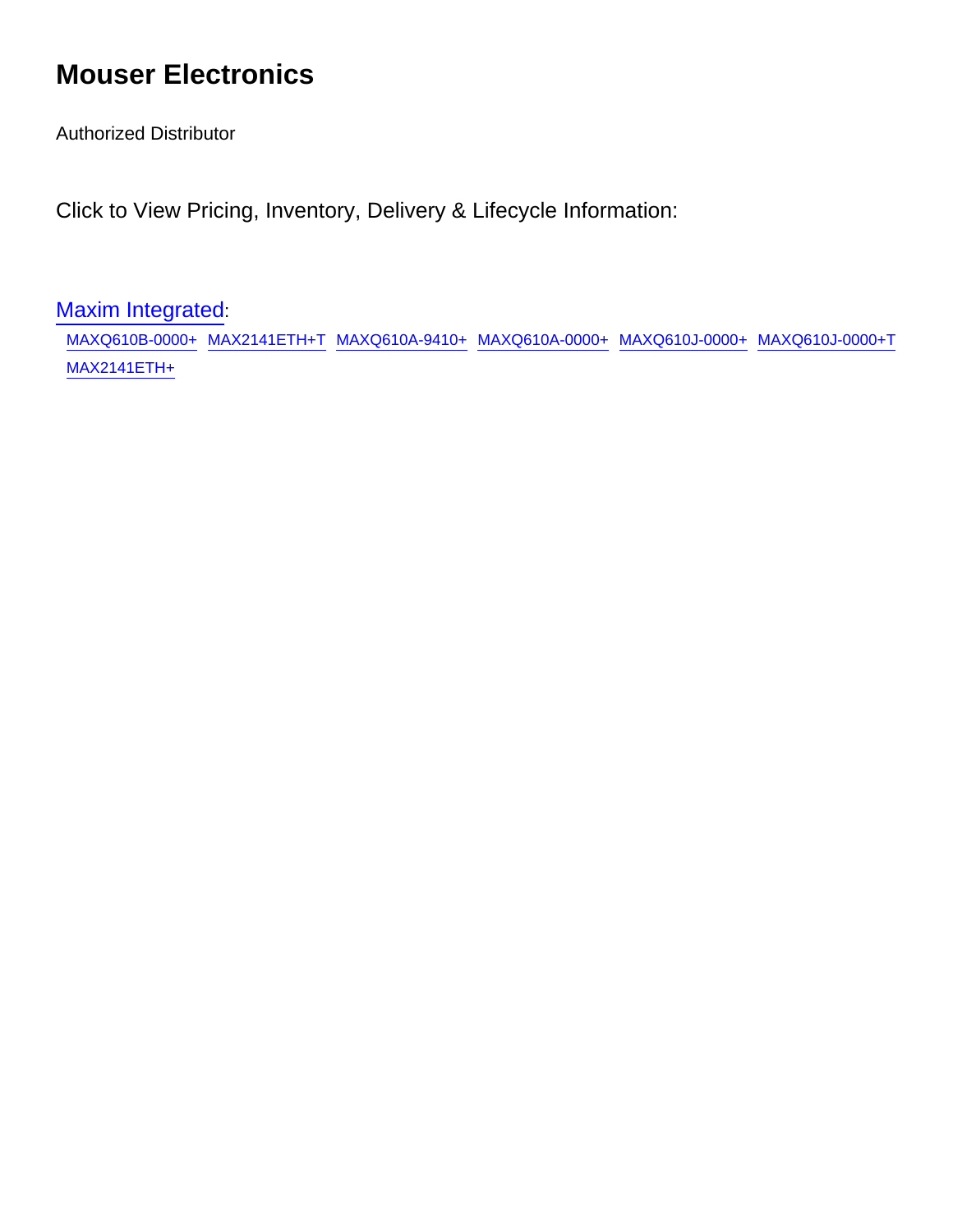# Mouser Electronics

Authorized Distributor

Click to View Pricing, Inventory, Delivery & Lifecycle Information:

Maxim Integrated:

MAXQ610B-0000+ MAX2141ETH+T MAXQ610A-9410+ MAXQ610A-0000+ MAXQ610J-0000+ MAXQ610J-0000+T MAX2141ETH+